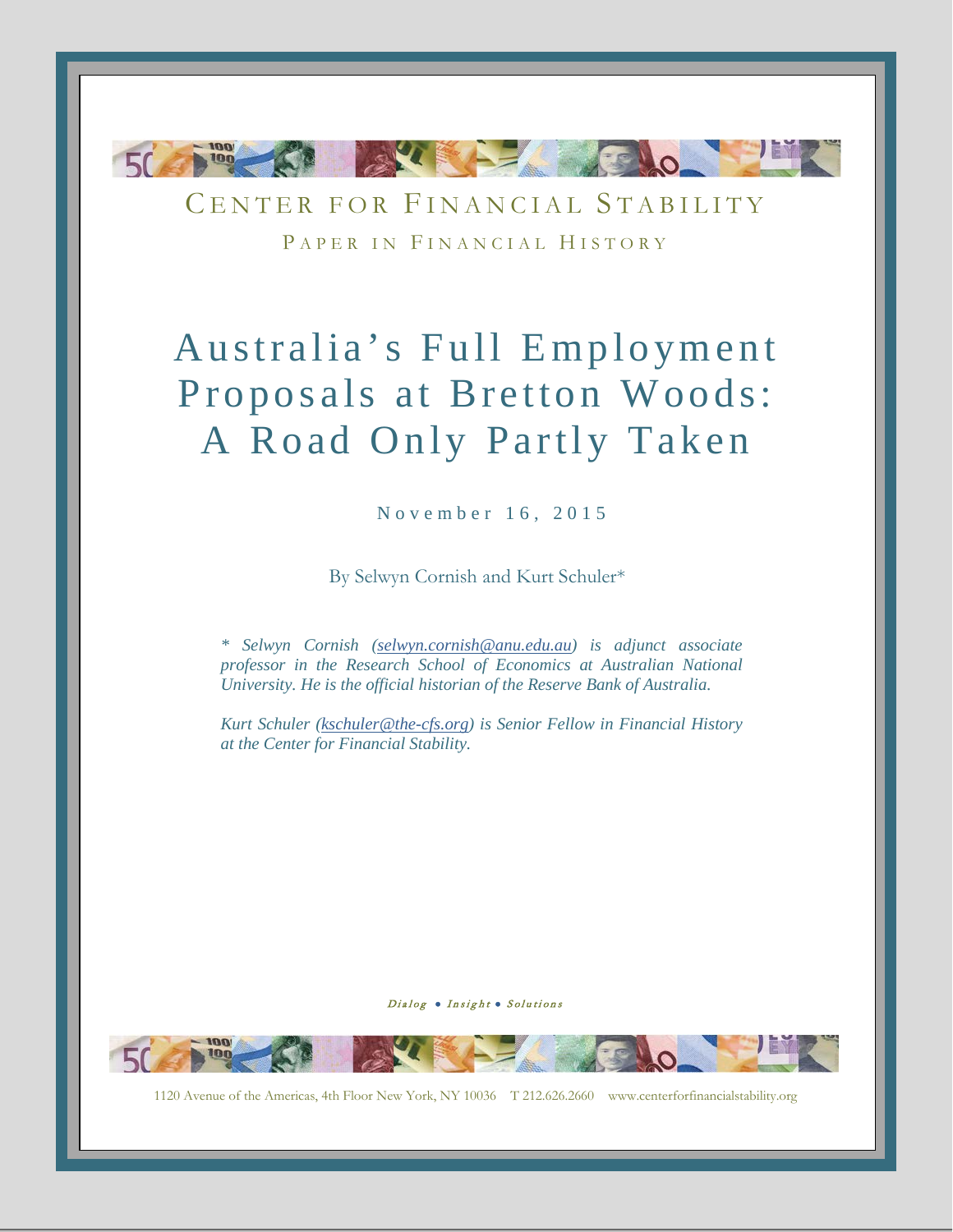CENTER FOR FINANCIAL STABILITY

PAPER IN FINANCIAL HISTORY

# Australia's Full Employment Proposals at Bretton Woods: A Road Only Partly Taken

November 16, 2015

By Selwyn Cornish and Kurt Schuler*

*\* Selwyn Cornish (selwyn.cornish@anu.edu.au) is adjunct associate professor in the Research School of Economics at Australian National University. He is the official historian of the Reserve Bank of Australia.*

*Kurt Schuler (kschuler@the-cfs.org) is Senior Fellow in Financial History at the Center for Financial Stability.*

*Dialog • Insight • Solutions*

1120 Avenue of the Americas, 4th Floor New York, NY 10036 T 212.626.2660 www.centerforfinancialstability.org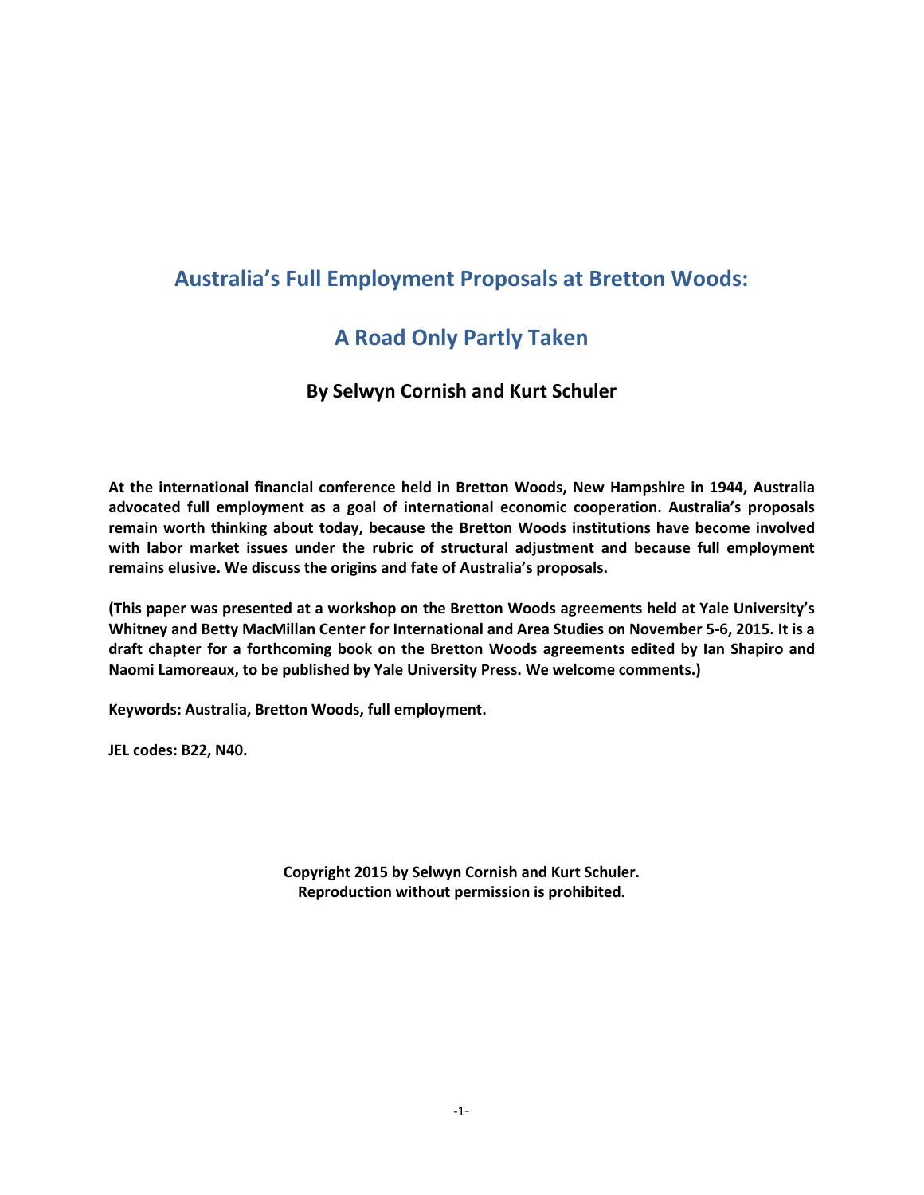# Australia's Full Employment Proposals at Bretton Woods:

# A Road Only Partly Taken

### By Selwyn Cornish and Kurt Schuler

**At the international financial conference held in Bretton Woods, New Hampshire in 1944, Australia advocated full employment as a goal of international economic cooperation. Australia's proposals remain worth thinking about today, because the Bretton Woods institutions have become involved with labor market issues under the rubric of structural adjustment and because full employment remains elusive. We discuss the origins and fate of Australia's proposals.**

**(This paper was presented at a workshop on the Bretton Woods agreements held at Yale University's Whitney and Betty MacMillan Center for International and Area Studies on November 5-6, 2015. It is a draft chapter for a forthcoming book on the Bretton Woods agreements edited by Ian Shapiro and Naomi Lamoreaux, to be published by Yale University Press. We welcome comments.)**

**Keywords: Australia, Bretton Woods, full employment.**

**JEL codes: B22, N40.**

**Copyright 2015 by Selwyn Cornish and Kurt Schuler.**
**Reproduction without permission is prohibited.**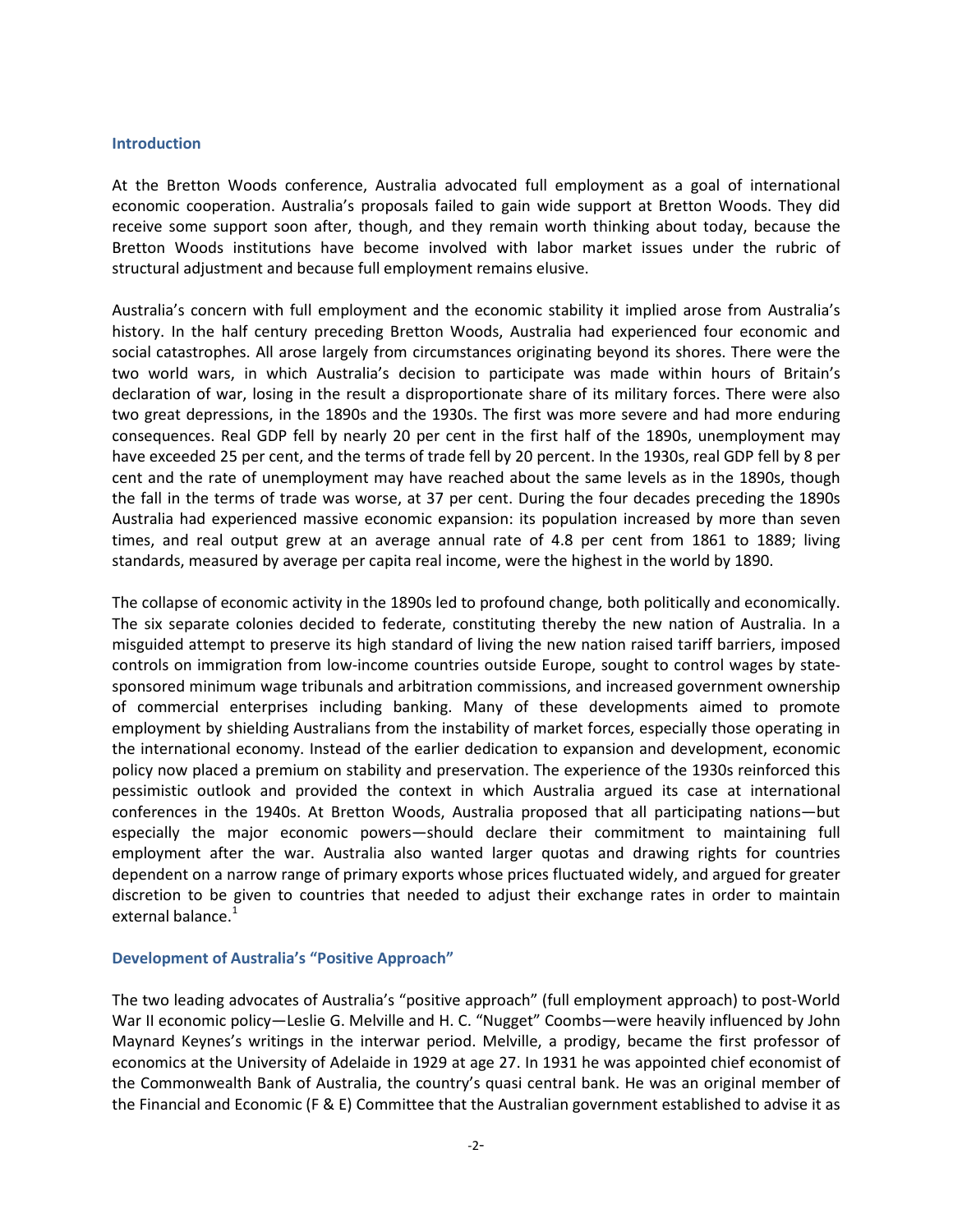## Introduction

At the Bretton Woods conference, Australia advocated full employment as a goal of international economic cooperation. Australia's proposals failed to gain wide support at Bretton Woods. They did receive some support soon after, though, and they remain worth thinking about today, because the Bretton Woods institutions have become involved with labor market issues under the rubric of structural adjustment and because full employment remains elusive.

Australia's concern with full employment and the economic stability it implied arose from Australia's history. In the half century preceding Bretton Woods, Australia had experienced four economic and social catastrophes. All arose largely from circumstances originating beyond its shores. There were the two world wars, in which Australia's decision to participate was made within hours of Britain's declaration of war, losing in the result a disproportionate share of its military forces. There were also two great depressions, in the 1890s and the 1930s. The first was more severe and had more enduring consequences. Real GDP fell by nearly 20 per cent in the first half of the 1890s, unemployment may have exceeded 25 per cent, and the terms of trade fell by 20 percent. In the 1930s, real GDP fell by 8 per cent and the rate of unemployment may have reached about the same levels as in the 1890s, though the fall in the terms of trade was worse, at 37 per cent. During the four decades preceding the 1890s Australia had experienced massive economic expansion: its population increased by more than seven times, and real output grew at an average annual rate of 4.8 per cent from 1861 to 1889; living standards, measured by average per capita real income, were the highest in the world by 1890.

The collapse of economic activity in the 1890s led to profound change, both politically and economically. The six separate colonies decided to federate, constituting thereby the new nation of Australia. In a misguided attempt to preserve its high standard of living the new nation raised tariff barriers, imposed controls on immigration from low-income countries outside Europe, sought to control wages by state-sponsored minimum wage tribunals and arbitration commissions, and increased government ownership of commercial enterprises including banking. Many of these developments aimed to promote employment by shielding Australians from the instability of market forces, especially those operating in the international economy. Instead of the earlier dedication to expansion and development, economic policy now placed a premium on stability and preservation. The experience of the 1930s reinforced this pessimistic outlook and provided the context in which Australia argued its case at international conferences in the 1940s. At Bretton Woods, Australia proposed that all participating nations—but especially the major economic powers—should declare their commitment to maintaining full employment after the war. Australia also wanted larger quotas and drawing rights for countries dependent on a narrow range of primary exports whose prices fluctuated widely, and argued for greater discretion to be given to countries that needed to adjust their exchange rates in order to maintain external balance.[1]

## Development of Australia's "Positive Approach"

The two leading advocates of Australia's "positive approach" (full employment approach) to post-World War II economic policy—Leslie G. Melville and H. C. "Nugget" Coombs—were heavily influenced by John Maynard Keynes's writings in the interwar period. Melville, a prodigy, became the first professor of economics at the University of Adelaide in 1929 at age 27. In 1931 he was appointed chief economist of the Commonwealth Bank of Australia, the country's quasi central bank. He was an original member of the Financial and Economic (F & E) Committee that the Australian government established to advise it as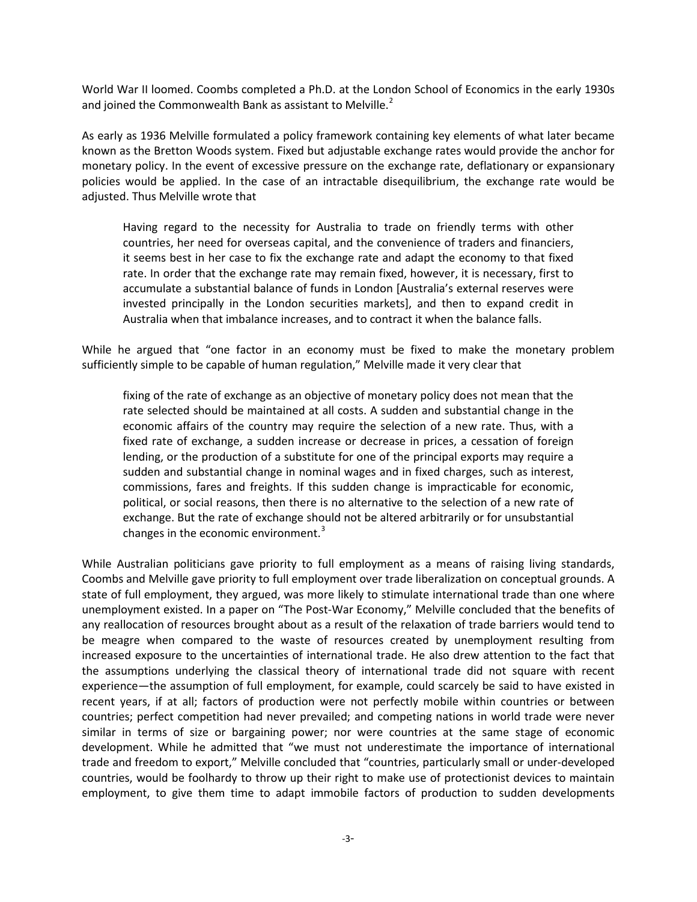World War II loomed. Coombs completed a Ph.D. at the London School of Economics in the early 1930s and joined the Commonwealth Bank as assistant to Melville.[2]

As early as 1936 Melville formulated a policy framework containing key elements of what later became known as the Bretton Woods system. Fixed but adjustable exchange rates would provide the anchor for monetary policy. In the event of excessive pressure on the exchange rate, deflationary or expansionary policies would be applied. In the case of an intractable disequilibrium, the exchange rate would be adjusted. Thus Melville wrote that

> Having regard to the necessity for Australia to trade on friendly terms with other countries, her need for overseas capital, and the convenience of traders and financiers, it seems best in her case to fix the exchange rate and adapt the economy to that fixed rate. In order that the exchange rate may remain fixed, however, it is necessary, first to accumulate a substantial balance of funds in London [Australia's external reserves were invested principally in the London securities markets], and then to expand credit in Australia when that imbalance increases, and to contract it when the balance falls.

While he argued that "one factor in an economy must be fixed to make the monetary problem sufficiently simple to be capable of human regulation," Melville made it very clear that

> fixing of the rate of exchange as an objective of monetary policy does not mean that the rate selected should be maintained at all costs. A sudden and substantial change in the economic affairs of the country may require the selection of a new rate. Thus, with a fixed rate of exchange, a sudden increase or decrease in prices, a cessation of foreign lending, or the production of a substitute for one of the principal exports may require a sudden and substantial change in nominal wages and in fixed charges, such as interest, commissions, fares and freights. If this sudden change is impracticable for economic, political, or social reasons, then there is no alternative to the selection of a new rate of exchange. But the rate of exchange should not be altered arbitrarily or for unsubstantial changes in the economic environment.[3]

While Australian politicians gave priority to full employment as a means of raising living standards, Coombs and Melville gave priority to full employment over trade liberalization on conceptual grounds. A state of full employment, they argued, was more likely to stimulate international trade than one where unemployment existed. In a paper on "The Post-War Economy," Melville concluded that the benefits of any reallocation of resources brought about as a result of the relaxation of trade barriers would tend to be meagre when compared to the waste of resources created by unemployment resulting from increased exposure to the uncertainties of international trade. He also drew attention to the fact that the assumptions underlying the classical theory of international trade did not square with recent experience—the assumption of full employment, for example, could scarcely be said to have existed in recent years, if at all; factors of production were not perfectly mobile within countries or between countries; perfect competition had never prevailed; and competing nations in world trade were never similar in terms of size or bargaining power; nor were countries at the same stage of economic development. While he admitted that "we must not underestimate the importance of international trade and freedom to export," Melville concluded that "countries, particularly small or under-developed countries, would be foolhardy to throw up their right to make use of protectionist devices to maintain employment, to give them time to adapt immobile factors of production to sudden developments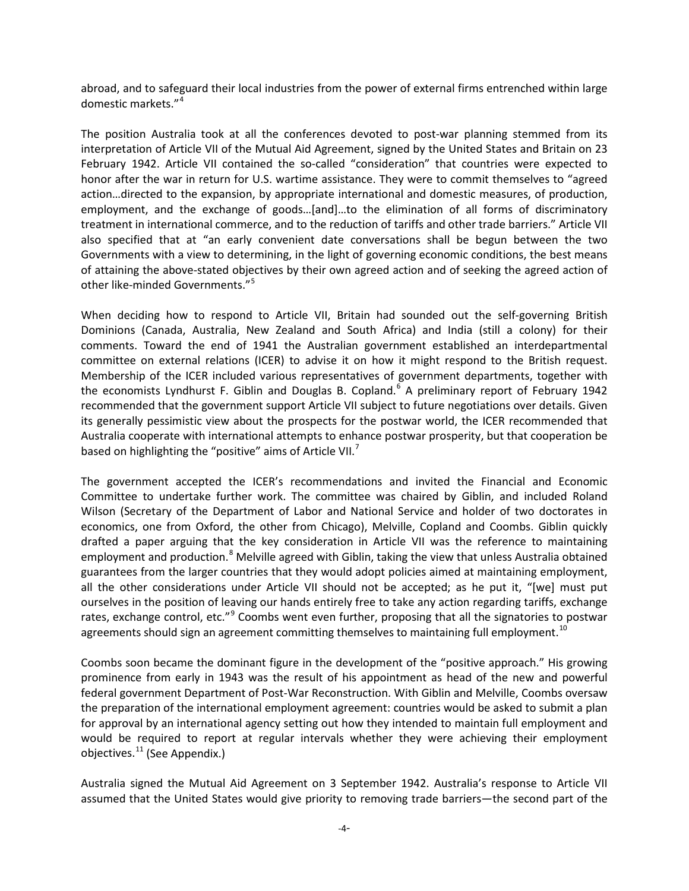abroad, and to safeguard their local industries from the power of external firms entrenched within large domestic markets."[4]

The position Australia took at all the conferences devoted to post-war planning stemmed from its interpretation of Article VII of the Mutual Aid Agreement, signed by the United States and Britain on 23 February 1942. Article VII contained the so-called "consideration" that countries were expected to honor after the war in return for U.S. wartime assistance. They were to commit themselves to "agreed action…directed to the expansion, by appropriate international and domestic measures, of production, employment, and the exchange of goods…[and]…to the elimination of all forms of discriminatory treatment in international commerce, and to the reduction of tariffs and other trade barriers." Article VII also specified that at "an early convenient date conversations shall be begun between the two Governments with a view to determining, in the light of governing economic conditions, the best means of attaining the above-stated objectives by their own agreed action and of seeking the agreed action of other like-minded Governments."[5]

When deciding how to respond to Article VII, Britain had sounded out the self-governing British Dominions (Canada, Australia, New Zealand and South Africa) and India (still a colony) for their comments. Toward the end of 1941 the Australian government established an interdepartmental committee on external relations (ICER) to advise it on how it might respond to the British request. Membership of the ICER included various representatives of government departments, together with the economists Lyndhurst F. Giblin and Douglas B. Copland.[6] A preliminary report of February 1942 recommended that the government support Article VII subject to future negotiations over details. Given its generally pessimistic view about the prospects for the postwar world, the ICER recommended that Australia cooperate with international attempts to enhance postwar prosperity, but that cooperation be based on highlighting the "positive" aims of Article VII.[7]

The government accepted the ICER's recommendations and invited the Financial and Economic Committee to undertake further work. The committee was chaired by Giblin, and included Roland Wilson (Secretary of the Department of Labor and National Service and holder of two doctorates in economics, one from Oxford, the other from Chicago), Melville, Copland and Coombs. Giblin quickly drafted a paper arguing that the key consideration in Article VII was the reference to maintaining employment and production.[8] Melville agreed with Giblin, taking the view that unless Australia obtained guarantees from the larger countries that they would adopt policies aimed at maintaining employment, all the other considerations under Article VII should not be accepted; as he put it, "[we] must put ourselves in the position of leaving our hands entirely free to take any action regarding tariffs, exchange rates, exchange control, etc."[9] Coombs went even further, proposing that all the signatories to postwar agreements should sign an agreement committing themselves to maintaining full employment.[10]

Coombs soon became the dominant figure in the development of the "positive approach." His growing prominence from early in 1943 was the result of his appointment as head of the new and powerful federal government Department of Post-War Reconstruction. With Giblin and Melville, Coombs oversaw the preparation of the international employment agreement: countries would be asked to submit a plan for approval by an international agency setting out how they intended to maintain full employment and would be required to report at regular intervals whether they were achieving their employment objectives.[11] (See Appendix.)

Australia signed the Mutual Aid Agreement on 3 September 1942. Australia's response to Article VII assumed that the United States would give priority to removing trade barriers—the second part of the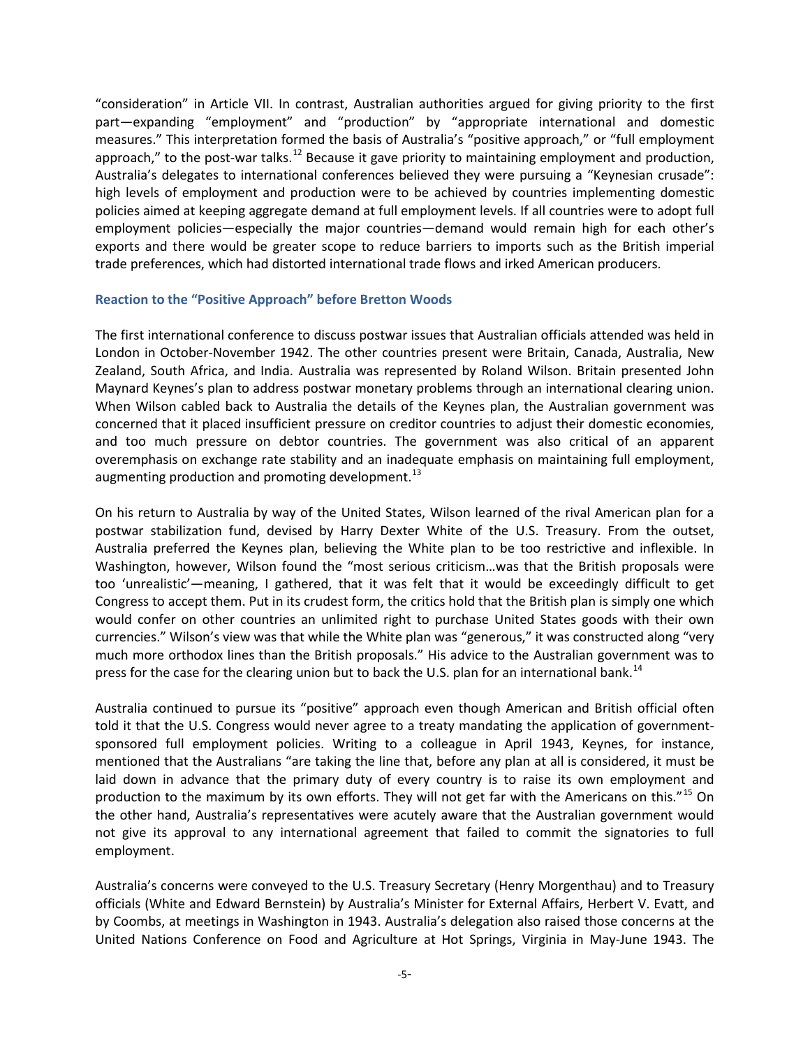"consideration" in Article VII. In contrast, Australian authorities argued for giving priority to the first part—expanding "employment" and "production" by "appropriate international and domestic measures." This interpretation formed the basis of Australia's "positive approach," or "full employment approach," to the post-war talks.[12] Because it gave priority to maintaining employment and production, Australia's delegates to international conferences believed they were pursuing a "Keynesian crusade": high levels of employment and production were to be achieved by countries implementing domestic policies aimed at keeping aggregate demand at full employment levels. If all countries were to adopt full employment policies—especially the major countries—demand would remain high for each other's exports and there would be greater scope to reduce barriers to imports such as the British imperial trade preferences, which had distorted international trade flows and irked American producers.

### Reaction to the "Positive Approach" before Bretton Woods

The first international conference to discuss postwar issues that Australian officials attended was held in London in October-November 1942. The other countries present were Britain, Canada, Australia, New Zealand, South Africa, and India. Australia was represented by Roland Wilson. Britain presented John Maynard Keynes's plan to address postwar monetary problems through an international clearing union. When Wilson cabled back to Australia the details of the Keynes plan, the Australian government was concerned that it placed insufficient pressure on creditor countries to adjust their domestic economies, and too much pressure on debtor countries. The government was also critical of an apparent overemphasis on exchange rate stability and an inadequate emphasis on maintaining full employment, augmenting production and promoting development.[13]

On his return to Australia by way of the United States, Wilson learned of the rival American plan for a postwar stabilization fund, devised by Harry Dexter White of the U.S. Treasury. From the outset, Australia preferred the Keynes plan, believing the White plan to be too restrictive and inflexible. In Washington, however, Wilson found the "most serious criticism…was that the British proposals were too 'unrealistic'—meaning, I gathered, that it was felt that it would be exceedingly difficult to get Congress to accept them. Put in its crudest form, the critics hold that the British plan is simply one which would confer on other countries an unlimited right to purchase United States goods with their own currencies." Wilson's view was that while the White plan was "generous," it was constructed along "very much more orthodox lines than the British proposals." His advice to the Australian government was to press for the case for the clearing union but to back the U.S. plan for an international bank.[14]

Australia continued to pursue its "positive" approach even though American and British official often told it that the U.S. Congress would never agree to a treaty mandating the application of government-sponsored full employment policies. Writing to a colleague in April 1943, Keynes, for instance, mentioned that the Australians "are taking the line that, before any plan at all is considered, it must be laid down in advance that the primary duty of every country is to raise its own employment and production to the maximum by its own efforts. They will not get far with the Americans on this."[15] On the other hand, Australia's representatives were acutely aware that the Australian government would not give its approval to any international agreement that failed to commit the signatories to full employment.

Australia's concerns were conveyed to the U.S. Treasury Secretary (Henry Morgenthau) and to Treasury officials (White and Edward Bernstein) by Australia's Minister for External Affairs, Herbert V. Evatt, and by Coombs, at meetings in Washington in 1943. Australia's delegation also raised those concerns at the United Nations Conference on Food and Agriculture at Hot Springs, Virginia in May-June 1943. The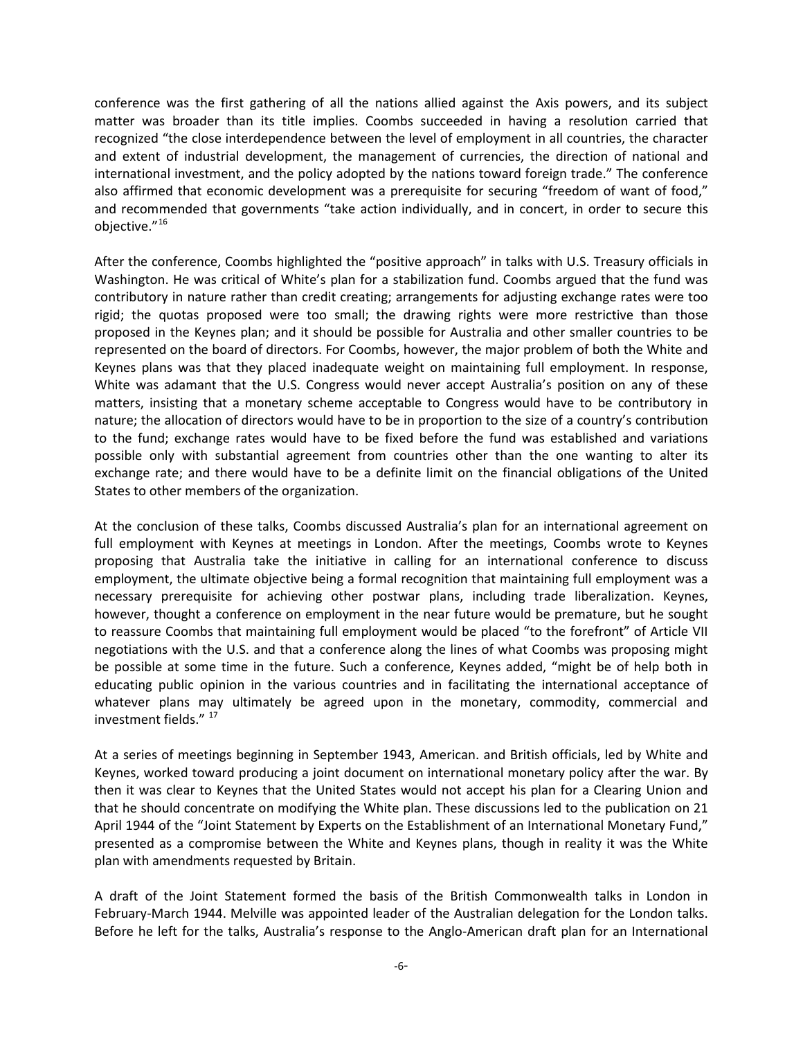conference was the first gathering of all the nations allied against the Axis powers, and its subject matter was broader than its title implies. Coombs succeeded in having a resolution carried that recognized "the close interdependence between the level of employment in all countries, the character and extent of industrial development, the management of currencies, the direction of national and international investment, and the policy adopted by the nations toward foreign trade." The conference also affirmed that economic development was a prerequisite for securing "freedom of want of food," and recommended that governments "take action individually, and in concert, in order to secure this objective."[16]

After the conference, Coombs highlighted the "positive approach" in talks with U.S. Treasury officials in Washington. He was critical of White's plan for a stabilization fund. Coombs argued that the fund was contributory in nature rather than credit creating; arrangements for adjusting exchange rates were too rigid; the quotas proposed were too small; the drawing rights were more restrictive than those proposed in the Keynes plan; and it should be possible for Australia and other smaller countries to be represented on the board of directors. For Coombs, however, the major problem of both the White and Keynes plans was that they placed inadequate weight on maintaining full employment. In response, White was adamant that the U.S. Congress would never accept Australia's position on any of these matters, insisting that a monetary scheme acceptable to Congress would have to be contributory in nature; the allocation of directors would have to be in proportion to the size of a country's contribution to the fund; exchange rates would have to be fixed before the fund was established and variations possible only with substantial agreement from countries other than the one wanting to alter its exchange rate; and there would have to be a definite limit on the financial obligations of the United States to other members of the organization.

At the conclusion of these talks, Coombs discussed Australia's plan for an international agreement on full employment with Keynes at meetings in London. After the meetings, Coombs wrote to Keynes proposing that Australia take the initiative in calling for an international conference to discuss employment, the ultimate objective being a formal recognition that maintaining full employment was a necessary prerequisite for achieving other postwar plans, including trade liberalization. Keynes, however, thought a conference on employment in the near future would be premature, but he sought to reassure Coombs that maintaining full employment would be placed "to the forefront" of Article VII negotiations with the U.S. and that a conference along the lines of what Coombs was proposing might be possible at some time in the future. Such a conference, Keynes added, "might be of help both in educating public opinion in the various countries and in facilitating the international acceptance of whatever plans may ultimately be agreed upon in the monetary, commodity, commercial and investment fields." [17]

At a series of meetings beginning in September 1943, American. and British officials, led by White and Keynes, worked toward producing a joint document on international monetary policy after the war. By then it was clear to Keynes that the United States would not accept his plan for a Clearing Union and that he should concentrate on modifying the White plan. These discussions led to the publication on 21 April 1944 of the "Joint Statement by Experts on the Establishment of an International Monetary Fund," presented as a compromise between the White and Keynes plans, though in reality it was the White plan with amendments requested by Britain.

A draft of the Joint Statement formed the basis of the British Commonwealth talks in London in February-March 1944. Melville was appointed leader of the Australian delegation for the London talks. Before he left for the talks, Australia's response to the Anglo-American draft plan for an International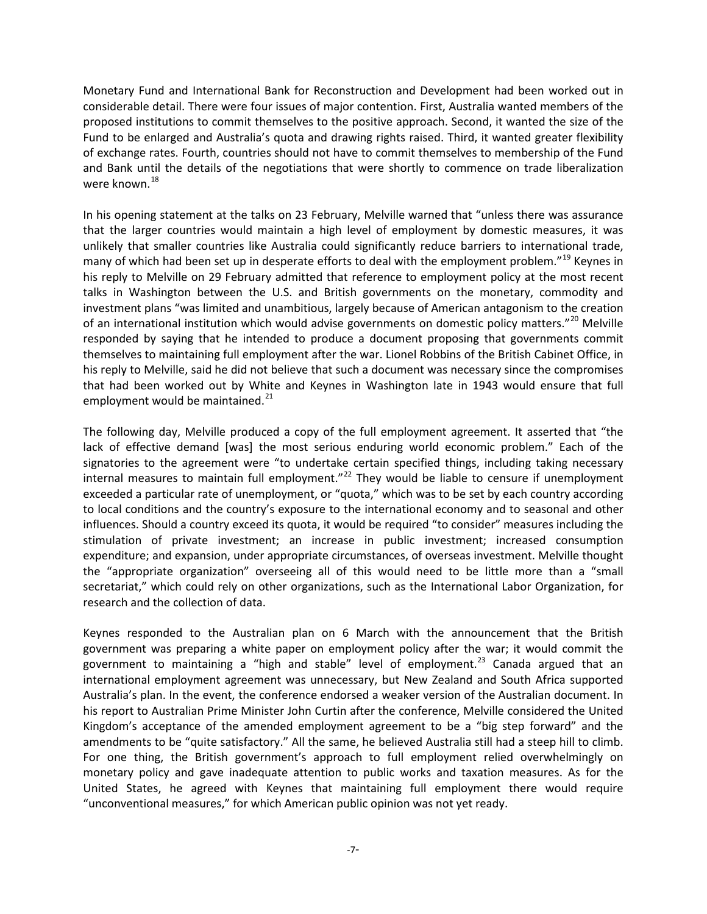Monetary Fund and International Bank for Reconstruction and Development had been worked out in considerable detail. There were four issues of major contention. First, Australia wanted members of the proposed institutions to commit themselves to the positive approach. Second, it wanted the size of the Fund to be enlarged and Australia's quota and drawing rights raised. Third, it wanted greater flexibility of exchange rates. Fourth, countries should not have to commit themselves to membership of the Fund and Bank until the details of the negotiations that were shortly to commence on trade liberalization were known.[18]

In his opening statement at the talks on 23 February, Melville warned that "unless there was assurance that the larger countries would maintain a high level of employment by domestic measures, it was unlikely that smaller countries like Australia could significantly reduce barriers to international trade, many of which had been set up in desperate efforts to deal with the employment problem."[19] Keynes in his reply to Melville on 29 February admitted that reference to employment policy at the most recent talks in Washington between the U.S. and British governments on the monetary, commodity and investment plans "was limited and unambitious, largely because of American antagonism to the creation of an international institution which would advise governments on domestic policy matters."[20] Melville responded by saying that he intended to produce a document proposing that governments commit themselves to maintaining full employment after the war. Lionel Robbins of the British Cabinet Office, in his reply to Melville, said he did not believe that such a document was necessary since the compromises that had been worked out by White and Keynes in Washington late in 1943 would ensure that full employment would be maintained.[21]

The following day, Melville produced a copy of the full employment agreement. It asserted that "the lack of effective demand [was] the most serious enduring world economic problem." Each of the signatories to the agreement were "to undertake certain specified things, including taking necessary internal measures to maintain full employment."[22] They would be liable to censure if unemployment exceeded a particular rate of unemployment, or "quota," which was to be set by each country according to local conditions and the country's exposure to the international economy and to seasonal and other influences. Should a country exceed its quota, it would be required "to consider" measures including the stimulation of private investment; an increase in public investment; increased consumption expenditure; and expansion, under appropriate circumstances, of overseas investment. Melville thought the "appropriate organization" overseeing all of this would need to be little more than a "small secretariat," which could rely on other organizations, such as the International Labor Organization, for research and the collection of data.

Keynes responded to the Australian plan on 6 March with the announcement that the British government was preparing a white paper on employment policy after the war; it would commit the government to maintaining a "high and stable" level of employment.[23] Canada argued that an international employment agreement was unnecessary, but New Zealand and South Africa supported Australia's plan. In the event, the conference endorsed a weaker version of the Australian document. In his report to Australian Prime Minister John Curtin after the conference, Melville considered the United Kingdom's acceptance of the amended employment agreement to be a "big step forward" and the amendments to be "quite satisfactory." All the same, he believed Australia still had a steep hill to climb. For one thing, the British government's approach to full employment relied overwhelmingly on monetary policy and gave inadequate attention to public works and taxation measures. As for the United States, he agreed with Keynes that maintaining full employment there would require "unconventional measures," for which American public opinion was not yet ready.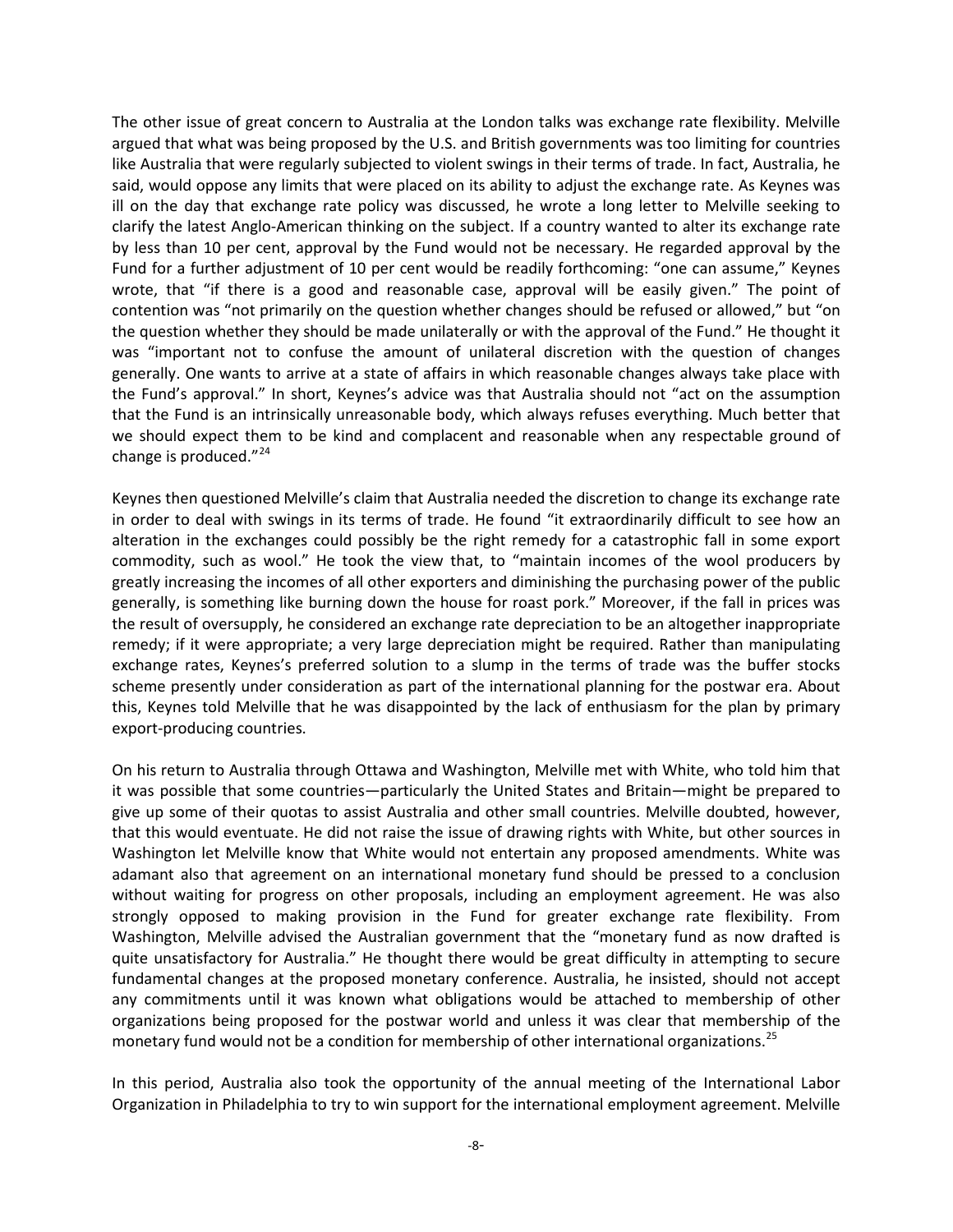The other issue of great concern to Australia at the London talks was exchange rate flexibility. Melville argued that what was being proposed by the U.S. and British governments was too limiting for countries like Australia that were regularly subjected to violent swings in their terms of trade. In fact, Australia, he said, would oppose any limits that were placed on its ability to adjust the exchange rate. As Keynes was ill on the day that exchange rate policy was discussed, he wrote a long letter to Melville seeking to clarify the latest Anglo-American thinking on the subject. If a country wanted to alter its exchange rate by less than 10 per cent, approval by the Fund would not be necessary. He regarded approval by the Fund for a further adjustment of 10 per cent would be readily forthcoming: "one can assume," Keynes wrote, that "if there is a good and reasonable case, approval will be easily given." The point of contention was "not primarily on the question whether changes should be refused or allowed," but "on the question whether they should be made unilaterally or with the approval of the Fund." He thought it was "important not to confuse the amount of unilateral discretion with the question of changes generally. One wants to arrive at a state of affairs in which reasonable changes always take place with the Fund's approval." In short, Keynes's advice was that Australia should not "act on the assumption that the Fund is an intrinsically unreasonable body, which always refuses everything. Much better that we should expect them to be kind and complacent and reasonable when any respectable ground of change is produced."[24]

Keynes then questioned Melville's claim that Australia needed the discretion to change its exchange rate in order to deal with swings in its terms of trade. He found "it extraordinarily difficult to see how an alteration in the exchanges could possibly be the right remedy for a catastrophic fall in some export commodity, such as wool." He took the view that, to "maintain incomes of the wool producers by greatly increasing the incomes of all other exporters and diminishing the purchasing power of the public generally, is something like burning down the house for roast pork." Moreover, if the fall in prices was the result of oversupply, he considered an exchange rate depreciation to be an altogether inappropriate remedy; if it were appropriate; a very large depreciation might be required. Rather than manipulating exchange rates, Keynes's preferred solution to a slump in the terms of trade was the buffer stocks scheme presently under consideration as part of the international planning for the postwar era. About this, Keynes told Melville that he was disappointed by the lack of enthusiasm for the plan by primary export-producing countries.

On his return to Australia through Ottawa and Washington, Melville met with White, who told him that it was possible that some countries—particularly the United States and Britain—might be prepared to give up some of their quotas to assist Australia and other small countries. Melville doubted, however, that this would eventuate. He did not raise the issue of drawing rights with White, but other sources in Washington let Melville know that White would not entertain any proposed amendments. White was adamant also that agreement on an international monetary fund should be pressed to a conclusion without waiting for progress on other proposals, including an employment agreement. He was also strongly opposed to making provision in the Fund for greater exchange rate flexibility. From Washington, Melville advised the Australian government that the "monetary fund as now drafted is quite unsatisfactory for Australia." He thought there would be great difficulty in attempting to secure fundamental changes at the proposed monetary conference. Australia, he insisted, should not accept any commitments until it was known what obligations would be attached to membership of other organizations being proposed for the postwar world and unless it was clear that membership of the monetary fund would not be a condition for membership of other international organizations.[25]

In this period, Australia also took the opportunity of the annual meeting of the International Labor Organization in Philadelphia to try to win support for the international employment agreement. Melville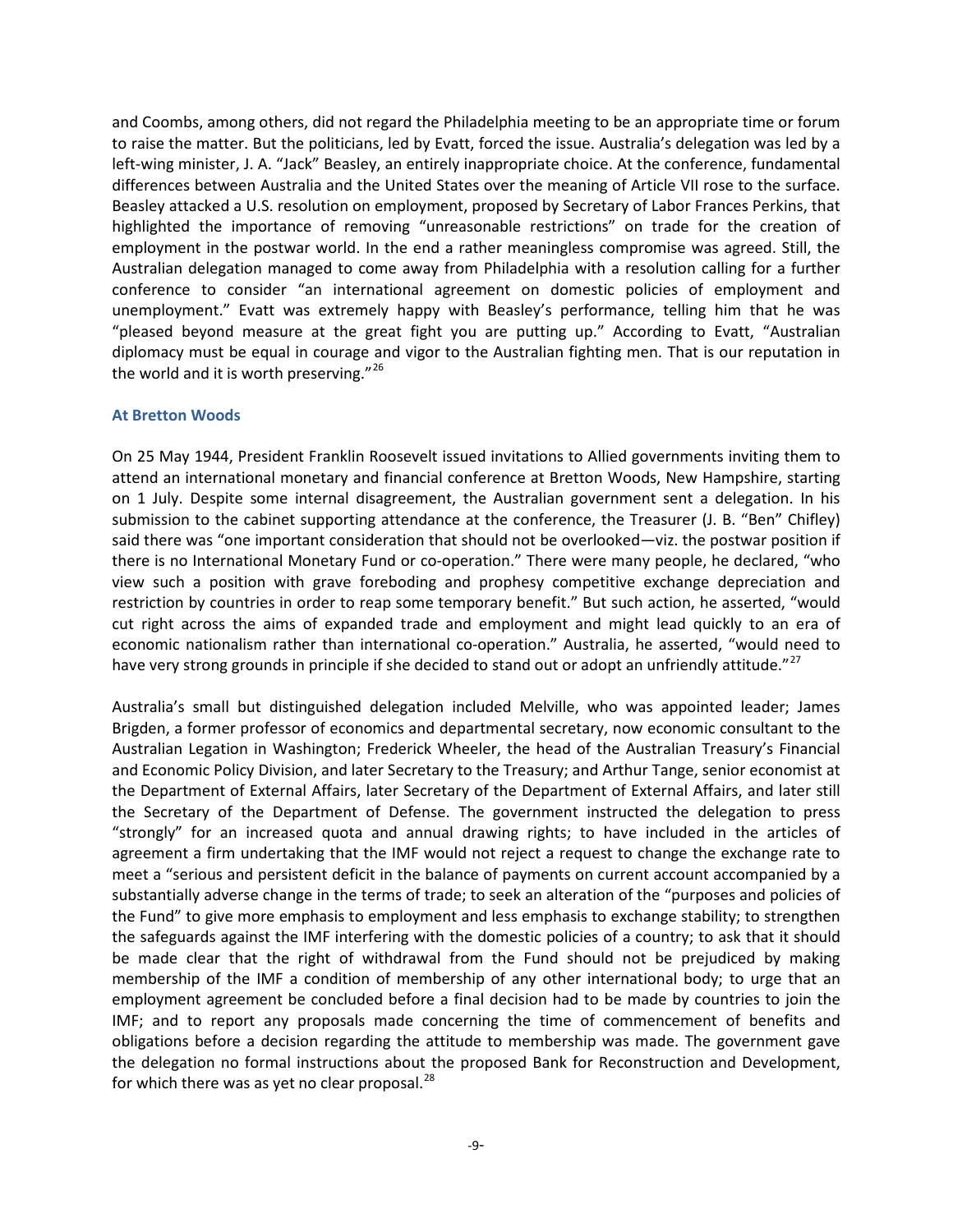and Coombs, among others, did not regard the Philadelphia meeting to be an appropriate time or forum to raise the matter. But the politicians, led by Evatt, forced the issue. Australia's delegation was led by a left-wing minister, J. A. "Jack" Beasley, an entirely inappropriate choice. At the conference, fundamental differences between Australia and the United States over the meaning of Article VII rose to the surface. Beasley attacked a U.S. resolution on employment, proposed by Secretary of Labor Frances Perkins, that highlighted the importance of removing "unreasonable restrictions" on trade for the creation of employment in the postwar world. In the end a rather meaningless compromise was agreed. Still, the Australian delegation managed to come away from Philadelphia with a resolution calling for a further conference to consider "an international agreement on domestic policies of employment and unemployment." Evatt was extremely happy with Beasley's performance, telling him that he was "pleased beyond measure at the great fight you are putting up." According to Evatt, "Australian diplomacy must be equal in courage and vigor to the Australian fighting men. That is our reputation in the world and it is worth preserving."[26]

### At Bretton Woods

On 25 May 1944, President Franklin Roosevelt issued invitations to Allied governments inviting them to attend an international monetary and financial conference at Bretton Woods, New Hampshire, starting on 1 July. Despite some internal disagreement, the Australian government sent a delegation. In his submission to the cabinet supporting attendance at the conference, the Treasurer (J. B. "Ben" Chifley) said there was "one important consideration that should not be overlooked—viz. the postwar position if there is no International Monetary Fund or co-operation." There were many people, he declared, "who view such a position with grave foreboding and prophesy competitive exchange depreciation and restriction by countries in order to reap some temporary benefit." But such action, he asserted, "would cut right across the aims of expanded trade and employment and might lead quickly to an era of economic nationalism rather than international co-operation." Australia, he asserted, "would need to have very strong grounds in principle if she decided to stand out or adopt an unfriendly attitude."[27]

Australia's small but distinguished delegation included Melville, who was appointed leader; James Brigden, a former professor of economics and departmental secretary, now economic consultant to the Australian Legation in Washington; Frederick Wheeler, the head of the Australian Treasury's Financial and Economic Policy Division, and later Secretary to the Treasury; and Arthur Tange, senior economist at the Department of External Affairs, later Secretary of the Department of External Affairs, and later still the Secretary of the Department of Defense. The government instructed the delegation to press "strongly" for an increased quota and annual drawing rights; to have included in the articles of agreement a firm undertaking that the IMF would not reject a request to change the exchange rate to meet a "serious and persistent deficit in the balance of payments on current account accompanied by a substantially adverse change in the terms of trade; to seek an alteration of the "purposes and policies of the Fund" to give more emphasis to employment and less emphasis to exchange stability; to strengthen the safeguards against the IMF interfering with the domestic policies of a country; to ask that it should be made clear that the right of withdrawal from the Fund should not be prejudiced by making membership of the IMF a condition of membership of any other international body; to urge that an employment agreement be concluded before a final decision had to be made by countries to join the IMF; and to report any proposals made concerning the time of commencement of benefits and obligations before a decision regarding the attitude to membership was made. The government gave the delegation no formal instructions about the proposed Bank for Reconstruction and Development, for which there was as yet no clear proposal.[28]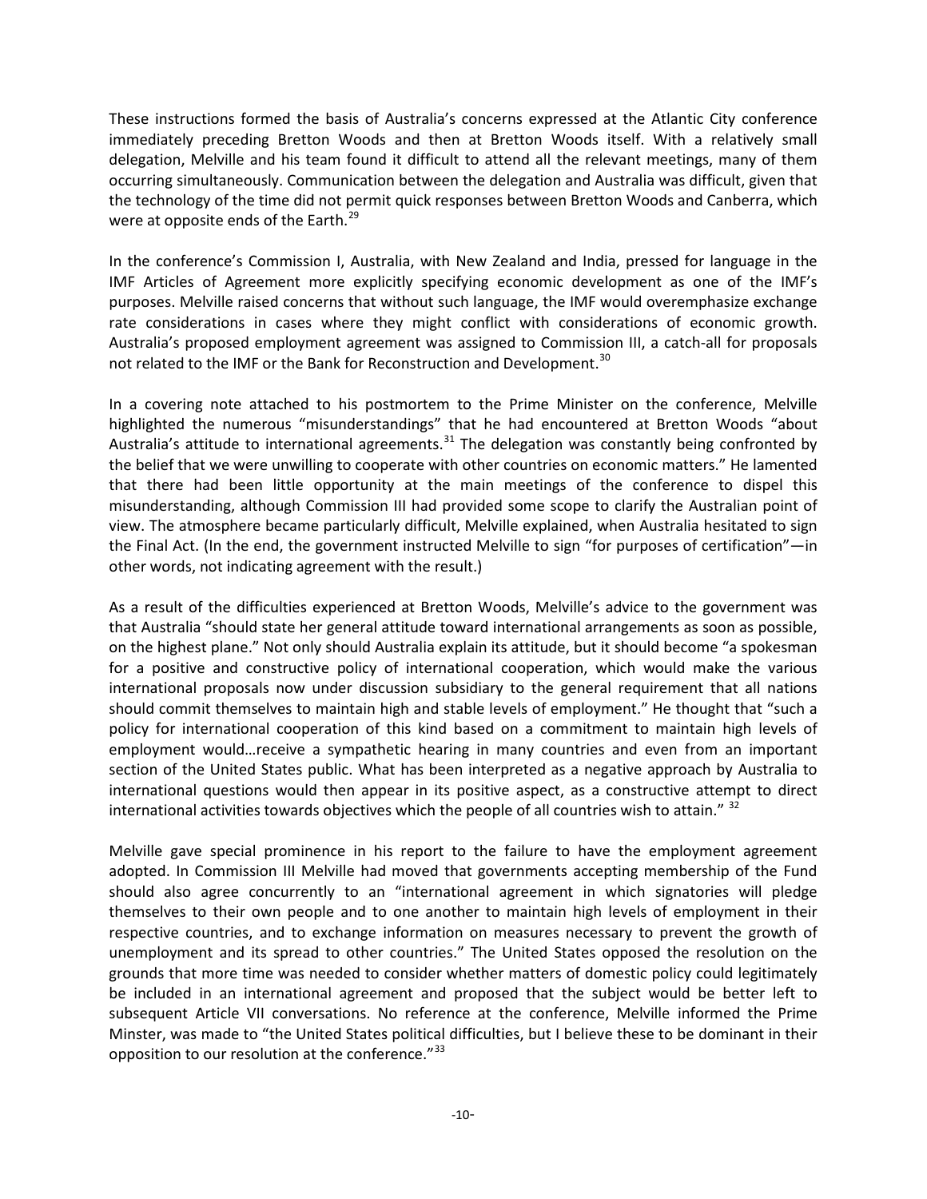These instructions formed the basis of Australia's concerns expressed at the Atlantic City conference immediately preceding Bretton Woods and then at Bretton Woods itself. With a relatively small delegation, Melville and his team found it difficult to attend all the relevant meetings, many of them occurring simultaneously. Communication between the delegation and Australia was difficult, given that the technology of the time did not permit quick responses between Bretton Woods and Canberra, which were at opposite ends of the Earth.[29]

In the conference's Commission I, Australia, with New Zealand and India, pressed for language in the IMF Articles of Agreement more explicitly specifying economic development as one of the IMF's purposes. Melville raised concerns that without such language, the IMF would overemphasize exchange rate considerations in cases where they might conflict with considerations of economic growth. Australia's proposed employment agreement was assigned to Commission III, a catch-all for proposals not related to the IMF or the Bank for Reconstruction and Development.[30]

In a covering note attached to his postmortem to the Prime Minister on the conference, Melville highlighted the numerous "misunderstandings" that he had encountered at Bretton Woods "about Australia's attitude to international agreements.[31] The delegation was constantly being confronted by the belief that we were unwilling to cooperate with other countries on economic matters." He lamented that there had been little opportunity at the main meetings of the conference to dispel this misunderstanding, although Commission III had provided some scope to clarify the Australian point of view. The atmosphere became particularly difficult, Melville explained, when Australia hesitated to sign the Final Act. (In the end, the government instructed Melville to sign "for purposes of certification"—in other words, not indicating agreement with the result.)

As a result of the difficulties experienced at Bretton Woods, Melville's advice to the government was that Australia "should state her general attitude toward international arrangements as soon as possible, on the highest plane." Not only should Australia explain its attitude, but it should become "a spokesman for a positive and constructive policy of international cooperation, which would make the various international proposals now under discussion subsidiary to the general requirement that all nations should commit themselves to maintain high and stable levels of employment." He thought that "such a policy for international cooperation of this kind based on a commitment to maintain high levels of employment would…receive a sympathetic hearing in many countries and even from an important section of the United States public. What has been interpreted as a negative approach by Australia to international questions would then appear in its positive aspect, as a constructive attempt to direct international activities towards objectives which the people of all countries wish to attain." [32]

Melville gave special prominence in his report to the failure to have the employment agreement adopted. In Commission III Melville had moved that governments accepting membership of the Fund should also agree concurrently to an "international agreement in which signatories will pledge themselves to their own people and to one another to maintain high levels of employment in their respective countries, and to exchange information on measures necessary to prevent the growth of unemployment and its spread to other countries." The United States opposed the resolution on the grounds that more time was needed to consider whether matters of domestic policy could legitimately be included in an international agreement and proposed that the subject would be better left to subsequent Article VII conversations. No reference at the conference, Melville informed the Prime Minster, was made to "the United States political difficulties, but I believe these to be dominant in their opposition to our resolution at the conference."[33]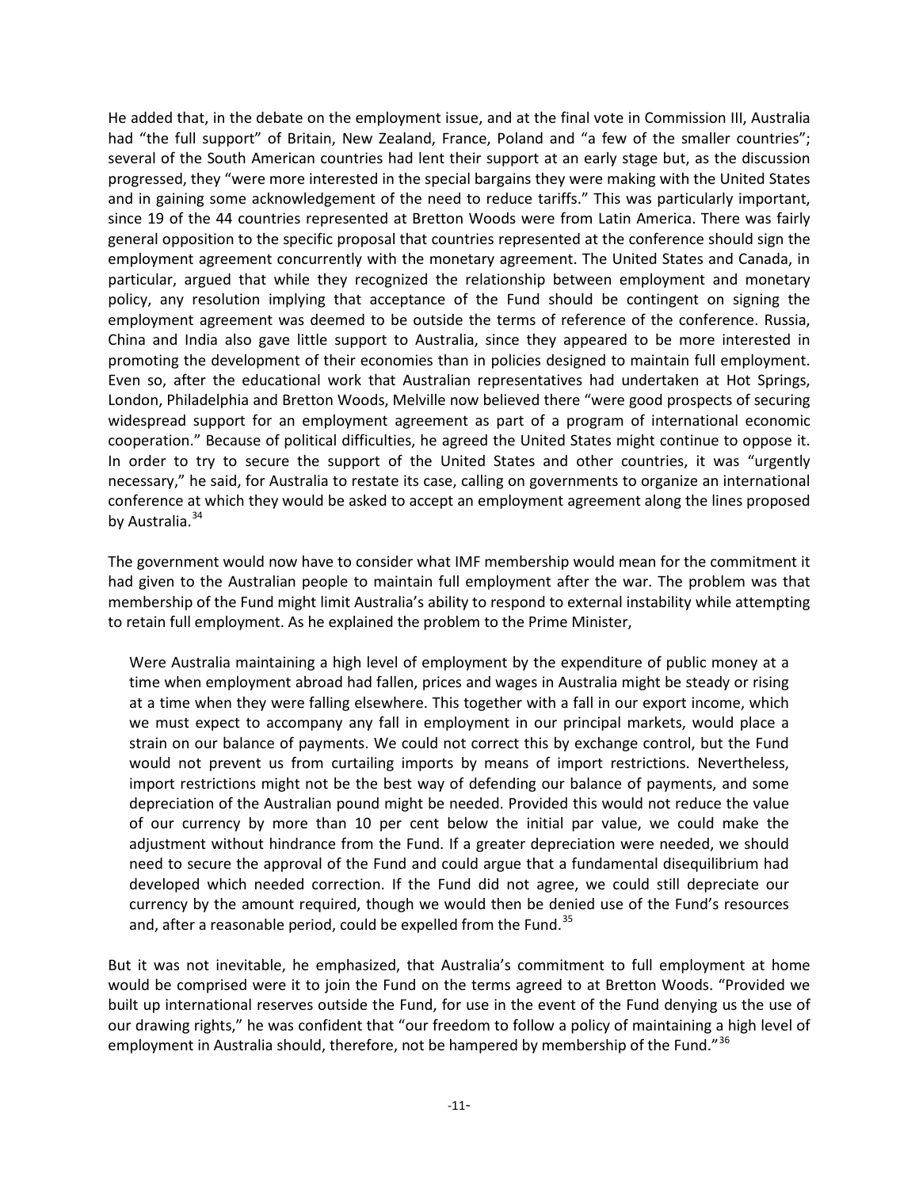He added that, in the debate on the employment issue, and at the final vote in Commission III, Australia had "the full support" of Britain, New Zealand, France, Poland and "a few of the smaller countries"; several of the South American countries had lent their support at an early stage but, as the discussion progressed, they "were more interested in the special bargains they were making with the United States and in gaining some acknowledgement of the need to reduce tariffs." This was particularly important, since 19 of the 44 countries represented at Bretton Woods were from Latin America. There was fairly general opposition to the specific proposal that countries represented at the conference should sign the employment agreement concurrently with the monetary agreement. The United States and Canada, in particular, argued that while they recognized the relationship between employment and monetary policy, any resolution implying that acceptance of the Fund should be contingent on signing the employment agreement was deemed to be outside the terms of reference of the conference. Russia, China and India also gave little support to Australia, since they appeared to be more interested in promoting the development of their economies than in policies designed to maintain full employment. Even so, after the educational work that Australian representatives had undertaken at Hot Springs, London, Philadelphia and Bretton Woods, Melville now believed there "were good prospects of securing widespread support for an employment agreement as part of a program of international economic cooperation." Because of political difficulties, he agreed the United States might continue to oppose it. In order to try to secure the support of the United States and other countries, it was "urgently necessary," he said, for Australia to restate its case, calling on governments to organize an international conference at which they would be asked to accept an employment agreement along the lines proposed by Australia.[34]

The government would now have to consider what IMF membership would mean for the commitment it had given to the Australian people to maintain full employment after the war. The problem was that membership of the Fund might limit Australia's ability to respond to external instability while attempting to retain full employment. As he explained the problem to the Prime Minister,

> Were Australia maintaining a high level of employment by the expenditure of public money at a time when employment abroad had fallen, prices and wages in Australia might be steady or rising at a time when they were falling elsewhere. This together with a fall in our export income, which we must expect to accompany any fall in employment in our principal markets, would place a strain on our balance of payments. We could not correct this by exchange control, but the Fund would not prevent us from curtailing imports by means of import restrictions. Nevertheless, import restrictions might not be the best way of defending our balance of payments, and some depreciation of the Australian pound might be needed. Provided this would not reduce the value of our currency by more than 10 per cent below the initial par value, we could make the adjustment without hindrance from the Fund. If a greater depreciation were needed, we should need to secure the approval of the Fund and could argue that a fundamental disequilibrium had developed which needed correction. If the Fund did not agree, we could still depreciate our currency by the amount required, though we would then be denied use of the Fund's resources and, after a reasonable period, could be expelled from the Fund.[35]

But it was not inevitable, he emphasized, that Australia's commitment to full employment at home would be comprised were it to join the Fund on the terms agreed to at Bretton Woods. "Provided we built up international reserves outside the Fund, for use in the event of the Fund denying us the use of our drawing rights," he was confident that "our freedom to follow a policy of maintaining a high level of employment in Australia should, therefore, not be hampered by membership of the Fund."[36]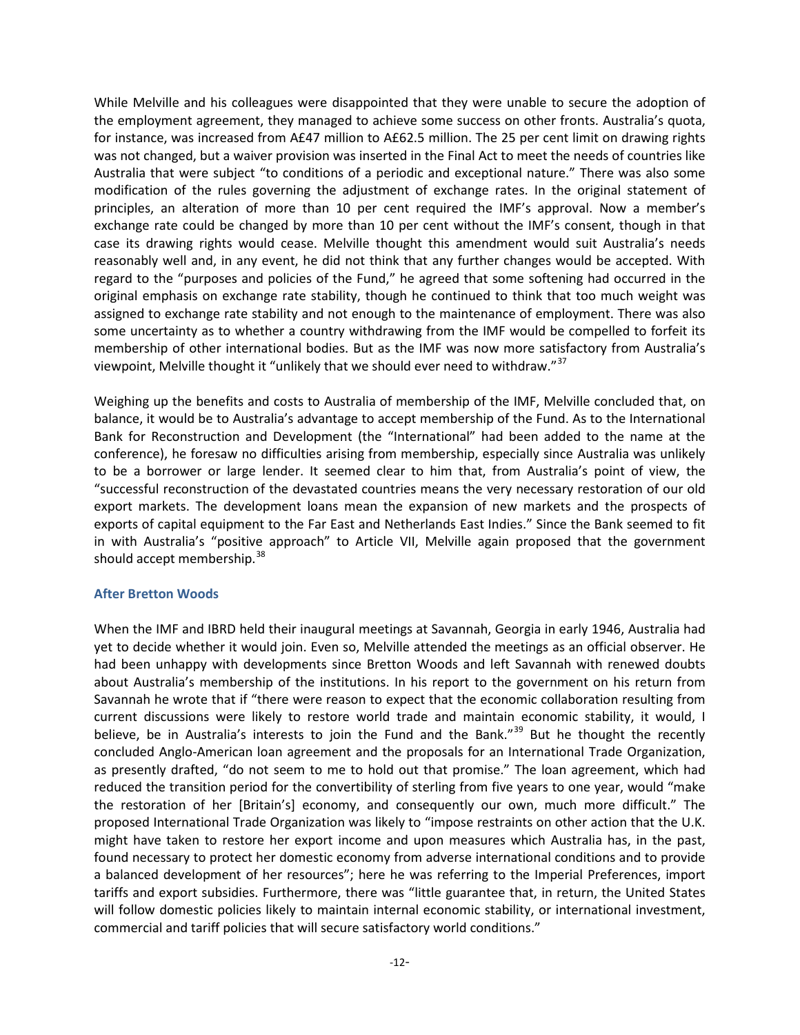While Melville and his colleagues were disappointed that they were unable to secure the adoption of the employment agreement, they managed to achieve some success on other fronts. Australia's quota, for instance, was increased from A£47 million to A£62.5 million. The 25 per cent limit on drawing rights was not changed, but a waiver provision was inserted in the Final Act to meet the needs of countries like Australia that were subject "to conditions of a periodic and exceptional nature." There was also some modification of the rules governing the adjustment of exchange rates. In the original statement of principles, an alteration of more than 10 per cent required the IMF's approval. Now a member's exchange rate could be changed by more than 10 per cent without the IMF's consent, though in that case its drawing rights would cease. Melville thought this amendment would suit Australia's needs reasonably well and, in any event, he did not think that any further changes would be accepted. With regard to the "purposes and policies of the Fund," he agreed that some softening had occurred in the original emphasis on exchange rate stability, though he continued to think that too much weight was assigned to exchange rate stability and not enough to the maintenance of employment. There was also some uncertainty as to whether a country withdrawing from the IMF would be compelled to forfeit its membership of other international bodies. But as the IMF was now more satisfactory from Australia's viewpoint, Melville thought it "unlikely that we should ever need to withdraw."[37]

Weighing up the benefits and costs to Australia of membership of the IMF, Melville concluded that, on balance, it would be to Australia's advantage to accept membership of the Fund. As to the International Bank for Reconstruction and Development (the "International" had been added to the name at the conference), he foresaw no difficulties arising from membership, especially since Australia was unlikely to be a borrower or large lender. It seemed clear to him that, from Australia's point of view, the "successful reconstruction of the devastated countries means the very necessary restoration of our old export markets. The development loans mean the expansion of new markets and the prospects of exports of capital equipment to the Far East and Netherlands East Indies." Since the Bank seemed to fit in with Australia's "positive approach" to Article VII, Melville again proposed that the government should accept membership.[38]

### After Bretton Woods

When the IMF and IBRD held their inaugural meetings at Savannah, Georgia in early 1946, Australia had yet to decide whether it would join. Even so, Melville attended the meetings as an official observer. He had been unhappy with developments since Bretton Woods and left Savannah with renewed doubts about Australia's membership of the institutions. In his report to the government on his return from Savannah he wrote that if "there were reason to expect that the economic collaboration resulting from current discussions were likely to restore world trade and maintain economic stability, it would, I believe, be in Australia's interests to join the Fund and the Bank."[39] But he thought the recently concluded Anglo-American loan agreement and the proposals for an International Trade Organization, as presently drafted, "do not seem to me to hold out that promise." The loan agreement, which had reduced the transition period for the convertibility of sterling from five years to one year, would "make the restoration of her [Britain's] economy, and consequently our own, much more difficult." The proposed International Trade Organization was likely to "impose restraints on other action that the U.K. might have taken to restore her export income and upon measures which Australia has, in the past, found necessary to protect her domestic economy from adverse international conditions and to provide a balanced development of her resources"; here he was referring to the Imperial Preferences, import tariffs and export subsidies. Furthermore, there was "little guarantee that, in return, the United States will follow domestic policies likely to maintain internal economic stability, or international investment, commercial and tariff policies that will secure satisfactory world conditions."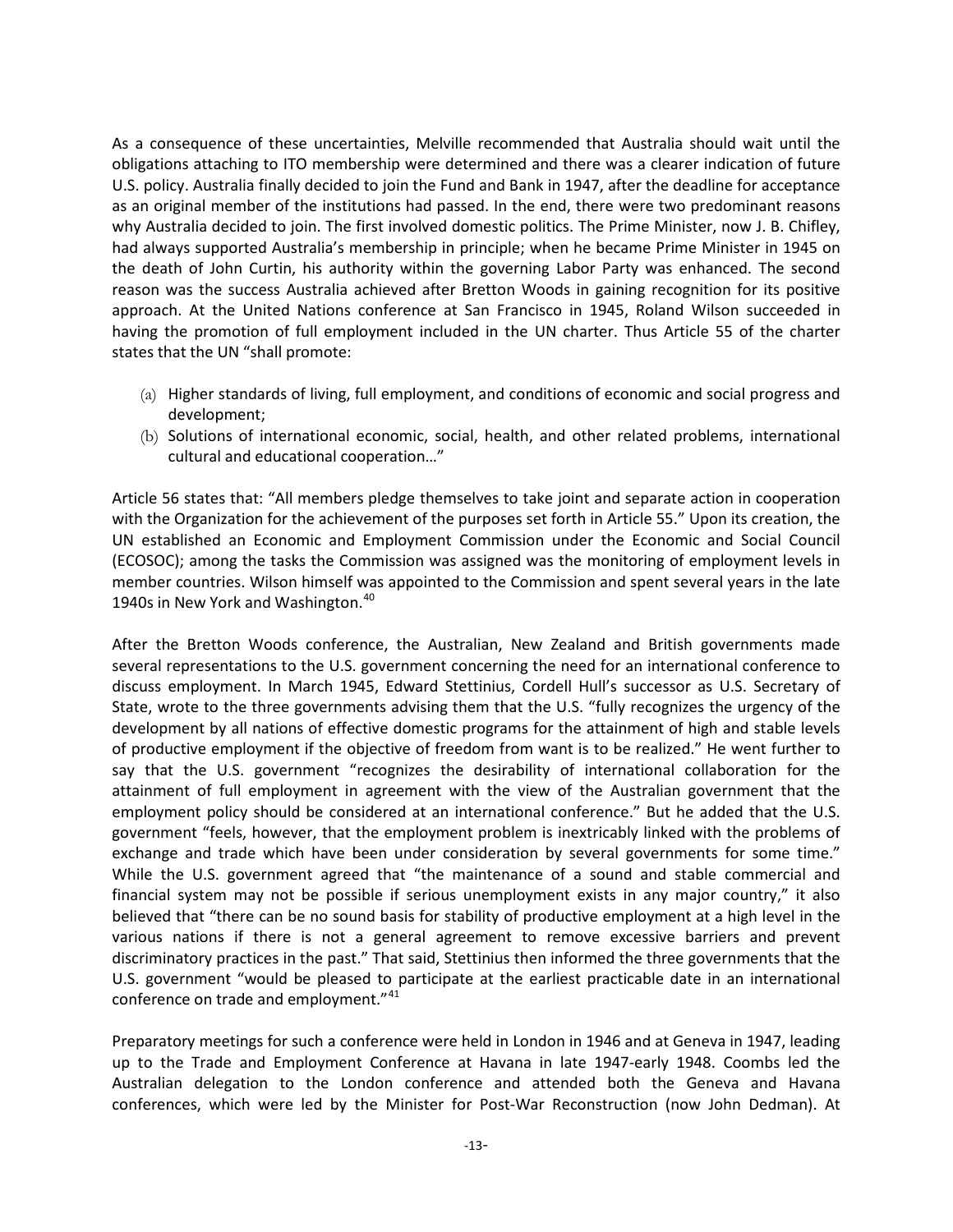As a consequence of these uncertainties, Melville recommended that Australia should wait until the obligations attaching to ITO membership were determined and there was a clearer indication of future U.S. policy. Australia finally decided to join the Fund and Bank in 1947, after the deadline for acceptance as an original member of the institutions had passed. In the end, there were two predominant reasons why Australia decided to join. The first involved domestic politics. The Prime Minister, now J. B. Chifley, had always supported Australia's membership in principle; when he became Prime Minister in 1945 on the death of John Curtin, his authority within the governing Labor Party was enhanced. The second reason was the success Australia achieved after Bretton Woods in gaining recognition for its positive approach. At the United Nations conference at San Francisco in 1945, Roland Wilson succeeded in having the promotion of full employment included in the UN charter. Thus Article 55 of the charter states that the UN "shall promote:

(a) Higher standards of living, full employment, and conditions of economic and social progress and development;
(b) Solutions of international economic, social, health, and other related problems, international cultural and educational cooperation…"

Article 56 states that: "All members pledge themselves to take joint and separate action in cooperation with the Organization for the achievement of the purposes set forth in Article 55." Upon its creation, the UN established an Economic and Employment Commission under the Economic and Social Council (ECOSOC); among the tasks the Commission was assigned was the monitoring of employment levels in member countries. Wilson himself was appointed to the Commission and spent several years in the late 1940s in New York and Washington.[40]

After the Bretton Woods conference, the Australian, New Zealand and British governments made several representations to the U.S. government concerning the need for an international conference to discuss employment. In March 1945, Edward Stettinius, Cordell Hull's successor as U.S. Secretary of State, wrote to the three governments advising them that the U.S. "fully recognizes the urgency of the development by all nations of effective domestic programs for the attainment of high and stable levels of productive employment if the objective of freedom from want is to be realized." He went further to say that the U.S. government "recognizes the desirability of international collaboration for the attainment of full employment in agreement with the view of the Australian government that the employment policy should be considered at an international conference." But he added that the U.S. government "feels, however, that the employment problem is inextricably linked with the problems of exchange and trade which have been under consideration by several governments for some time." While the U.S. government agreed that "the maintenance of a sound and stable commercial and financial system may not be possible if serious unemployment exists in any major country," it also believed that "there can be no sound basis for stability of productive employment at a high level in the various nations if there is not a general agreement to remove excessive barriers and prevent discriminatory practices in the past." That said, Stettinius then informed the three governments that the U.S. government "would be pleased to participate at the earliest practicable date in an international conference on trade and employment."[41]

Preparatory meetings for such a conference were held in London in 1946 and at Geneva in 1947, leading up to the Trade and Employment Conference at Havana in late 1947-early 1948. Coombs led the Australian delegation to the London conference and attended both the Geneva and Havana conferences, which were led by the Minister for Post-War Reconstruction (now John Dedman). At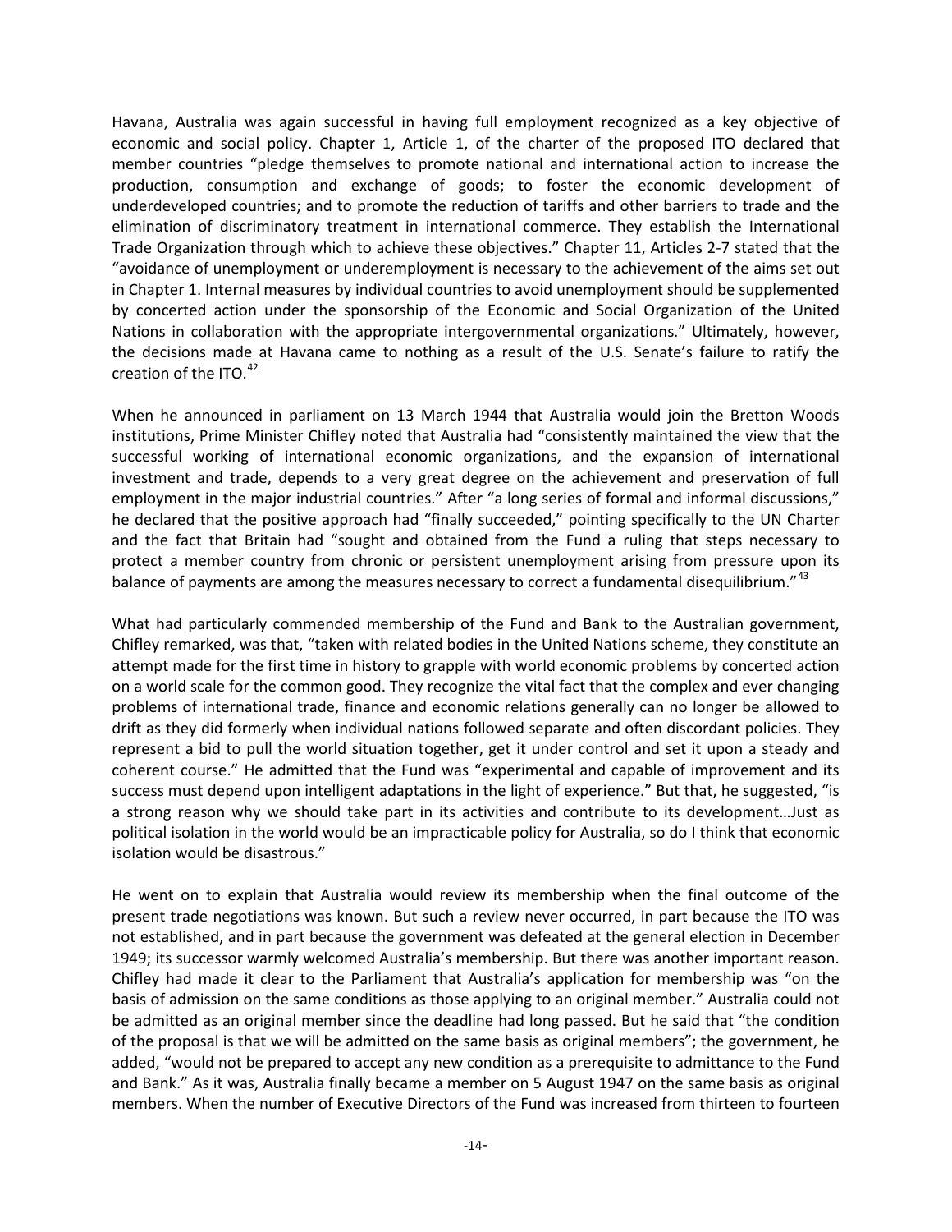Havana, Australia was again successful in having full employment recognized as a key objective of economic and social policy. Chapter 1, Article 1, of the charter of the proposed ITO declared that member countries "pledge themselves to promote national and international action to increase the production, consumption and exchange of goods; to foster the economic development of underdeveloped countries; and to promote the reduction of tariffs and other barriers to trade and the elimination of discriminatory treatment in international commerce. They establish the International Trade Organization through which to achieve these objectives." Chapter 11, Articles 2-7 stated that the "avoidance of unemployment or underemployment is necessary to the achievement of the aims set out in Chapter 1. Internal measures by individual countries to avoid unemployment should be supplemented by concerted action under the sponsorship of the Economic and Social Organization of the United Nations in collaboration with the appropriate intergovernmental organizations." Ultimately, however, the decisions made at Havana came to nothing as a result of the U.S. Senate's failure to ratify the creation of the ITO.[42]

When he announced in parliament on 13 March 1944 that Australia would join the Bretton Woods institutions, Prime Minister Chifley noted that Australia had "consistently maintained the view that the successful working of international economic organizations, and the expansion of international investment and trade, depends to a very great degree on the achievement and preservation of full employment in the major industrial countries." After "a long series of formal and informal discussions," he declared that the positive approach had "finally succeeded," pointing specifically to the UN Charter and the fact that Britain had "sought and obtained from the Fund a ruling that steps necessary to protect a member country from chronic or persistent unemployment arising from pressure upon its balance of payments are among the measures necessary to correct a fundamental disequilibrium."[43]

What had particularly commended membership of the Fund and Bank to the Australian government, Chifley remarked, was that, "taken with related bodies in the United Nations scheme, they constitute an attempt made for the first time in history to grapple with world economic problems by concerted action on a world scale for the common good. They recognize the vital fact that the complex and ever changing problems of international trade, finance and economic relations generally can no longer be allowed to drift as they did formerly when individual nations followed separate and often discordant policies. They represent a bid to pull the world situation together, get it under control and set it upon a steady and coherent course." He admitted that the Fund was "experimental and capable of improvement and its success must depend upon intelligent adaptations in the light of experience." But that, he suggested, "is a strong reason why we should take part in its activities and contribute to its development…Just as political isolation in the world would be an impracticable policy for Australia, so do I think that economic isolation would be disastrous."

He went on to explain that Australia would review its membership when the final outcome of the present trade negotiations was known. But such a review never occurred, in part because the ITO was not established, and in part because the government was defeated at the general election in December 1949; its successor warmly welcomed Australia's membership. But there was another important reason. Chifley had made it clear to the Parliament that Australia's application for membership was "on the basis of admission on the same conditions as those applying to an original member." Australia could not be admitted as an original member since the deadline had long passed. But he said that "the condition of the proposal is that we will be admitted on the same basis as original members"; the government, he added, "would not be prepared to accept any new condition as a prerequisite to admittance to the Fund and Bank." As it was, Australia finally became a member on 5 August 1947 on the same basis as original members. When the number of Executive Directors of the Fund was increased from thirteen to fourteen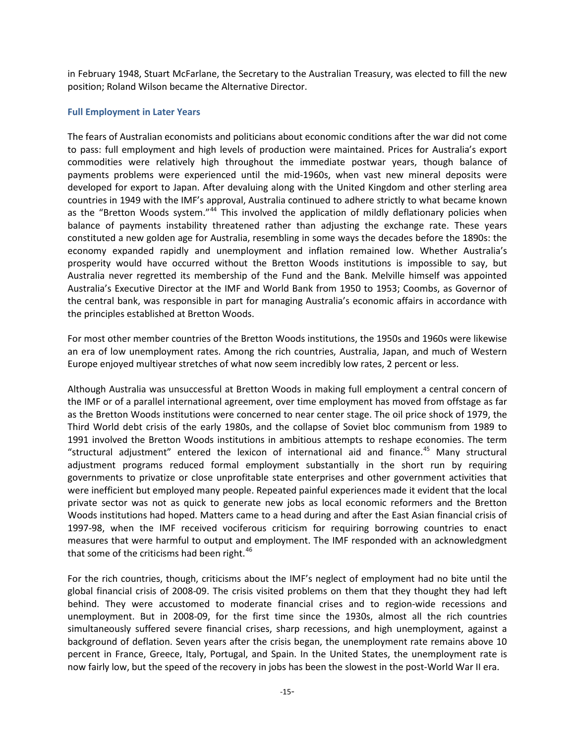in February 1948, Stuart McFarlane, the Secretary to the Australian Treasury, was elected to fill the new position; Roland Wilson became the Alternative Director.

### Full Employment in Later Years

The fears of Australian economists and politicians about economic conditions after the war did not come to pass: full employment and high levels of production were maintained. Prices for Australia's export commodities were relatively high throughout the immediate postwar years, though balance of payments problems were experienced until the mid-1960s, when vast new mineral deposits were developed for export to Japan. After devaluing along with the United Kingdom and other sterling area countries in 1949 with the IMF's approval, Australia continued to adhere strictly to what became known as the "Bretton Woods system."[44] This involved the application of mildly deflationary policies when balance of payments instability threatened rather than adjusting the exchange rate. These years constituted a new golden age for Australia, resembling in some ways the decades before the 1890s: the economy expanded rapidly and unemployment and inflation remained low. Whether Australia's prosperity would have occurred without the Bretton Woods institutions is impossible to say, but Australia never regretted its membership of the Fund and the Bank. Melville himself was appointed Australia's Executive Director at the IMF and World Bank from 1950 to 1953; Coombs, as Governor of the central bank, was responsible in part for managing Australia's economic affairs in accordance with the principles established at Bretton Woods.

For most other member countries of the Bretton Woods institutions, the 1950s and 1960s were likewise an era of low unemployment rates. Among the rich countries, Australia, Japan, and much of Western Europe enjoyed multiyear stretches of what now seem incredibly low rates, 2 percent or less.

Although Australia was unsuccessful at Bretton Woods in making full employment a central concern of the IMF or of a parallel international agreement, over time employment has moved from offstage as far as the Bretton Woods institutions were concerned to near center stage. The oil price shock of 1979, the Third World debt crisis of the early 1980s, and the collapse of Soviet bloc communism from 1989 to 1991 involved the Bretton Woods institutions in ambitious attempts to reshape economies. The term "structural adjustment" entered the lexicon of international aid and finance.[45] Many structural adjustment programs reduced formal employment substantially in the short run by requiring governments to privatize or close unprofitable state enterprises and other government activities that were inefficient but employed many people. Repeated painful experiences made it evident that the local private sector was not as quick to generate new jobs as local economic reformers and the Bretton Woods institutions had hoped. Matters came to a head during and after the East Asian financial crisis of 1997-98, when the IMF received vociferous criticism for requiring borrowing countries to enact measures that were harmful to output and employment. The IMF responded with an acknowledgment that some of the criticisms had been right.[46]

For the rich countries, though, criticisms about the IMF's neglect of employment had no bite until the global financial crisis of 2008-09. The crisis visited problems on them that they thought they had left behind. They were accustomed to moderate financial crises and to region-wide recessions and unemployment. But in 2008-09, for the first time since the 1930s, almost all the rich countries simultaneously suffered severe financial crises, sharp recessions, and high unemployment, against a background of deflation. Seven years after the crisis began, the unemployment rate remains above 10 percent in France, Greece, Italy, Portugal, and Spain. In the United States, the unemployment rate is now fairly low, but the speed of the recovery in jobs has been the slowest in the post-World War II era.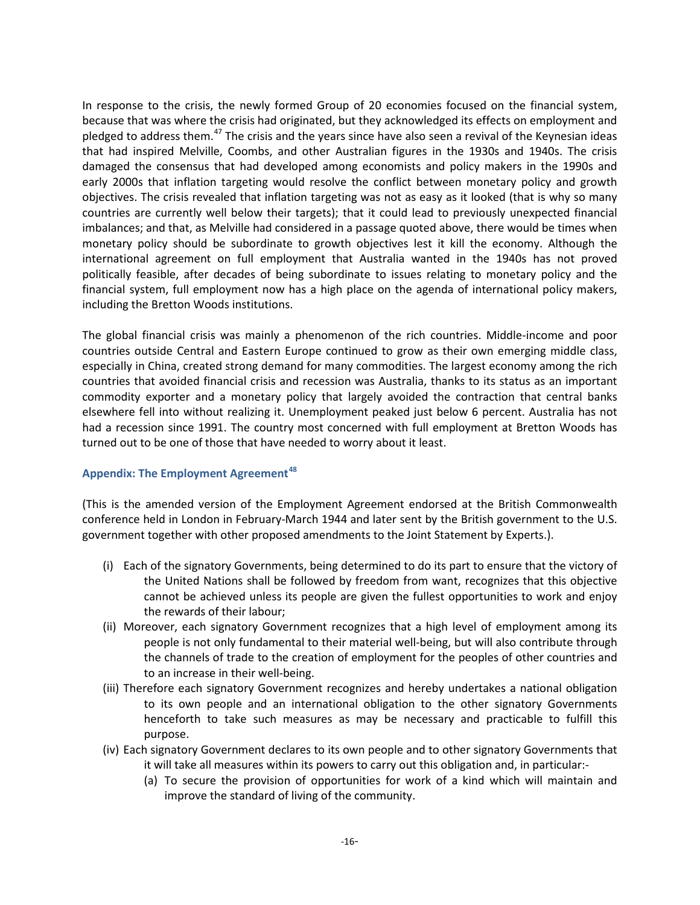In response to the crisis, the newly formed Group of 20 economies focused on the financial system, because that was where the crisis had originated, but they acknowledged its effects on employment and pledged to address them.[47] The crisis and the years since have also seen a revival of the Keynesian ideas that had inspired Melville, Coombs, and other Australian figures in the 1930s and 1940s. The crisis damaged the consensus that had developed among economists and policy makers in the 1990s and early 2000s that inflation targeting would resolve the conflict between monetary policy and growth objectives. The crisis revealed that inflation targeting was not as easy as it looked (that is why so many countries are currently well below their targets); that it could lead to previously unexpected financial imbalances; and that, as Melville had considered in a passage quoted above, there would be times when monetary policy should be subordinate to growth objectives lest it kill the economy. Although the international agreement on full employment that Australia wanted in the 1940s has not proved politically feasible, after decades of being subordinate to issues relating to monetary policy and the financial system, full employment now has a high place on the agenda of international policy makers, including the Bretton Woods institutions.

The global financial crisis was mainly a phenomenon of the rich countries. Middle-income and poor countries outside Central and Eastern Europe continued to grow as their own emerging middle class, especially in China, created strong demand for many commodities. The largest economy among the rich countries that avoided financial crisis and recession was Australia, thanks to its status as an important commodity exporter and a monetary policy that largely avoided the contraction that central banks elsewhere fell into without realizing it. Unemployment peaked just below 6 percent. Australia has not had a recession since 1991. The country most concerned with full employment at Bretton Woods has turned out to be one of those that have needed to worry about it least.

### Appendix: The Employment Agreement[48]

(This is the amended version of the Employment Agreement endorsed at the British Commonwealth conference held in London in February-March 1944 and later sent by the British government to the U.S. government together with other proposed amendments to the Joint Statement by Experts.).

(i) Each of the signatory Governments, being determined to do its part to ensure that the victory of the United Nations shall be followed by freedom from want, recognizes that this objective cannot be achieved unless its people are given the fullest opportunities to work and enjoy the rewards of their labour;

(ii) Moreover, each signatory Government recognizes that a high level of employment among its people is not only fundamental to their material well-being, but will also contribute through the channels of trade to the creation of employment for the peoples of other countries and to an increase in their well-being.

(iii) Therefore each signatory Government recognizes and hereby undertakes a national obligation to its own people and an international obligation to the other signatory Governments henceforth to take such measures as may be necessary and practicable to fulfill this purpose.

(iv) Each signatory Government declares to its own people and to other signatory Governments that it will take all measures within its powers to carry out this obligation and, in particular:-

   (a) To secure the provision of opportunities for work of a kind which will maintain and improve the standard of living of the community.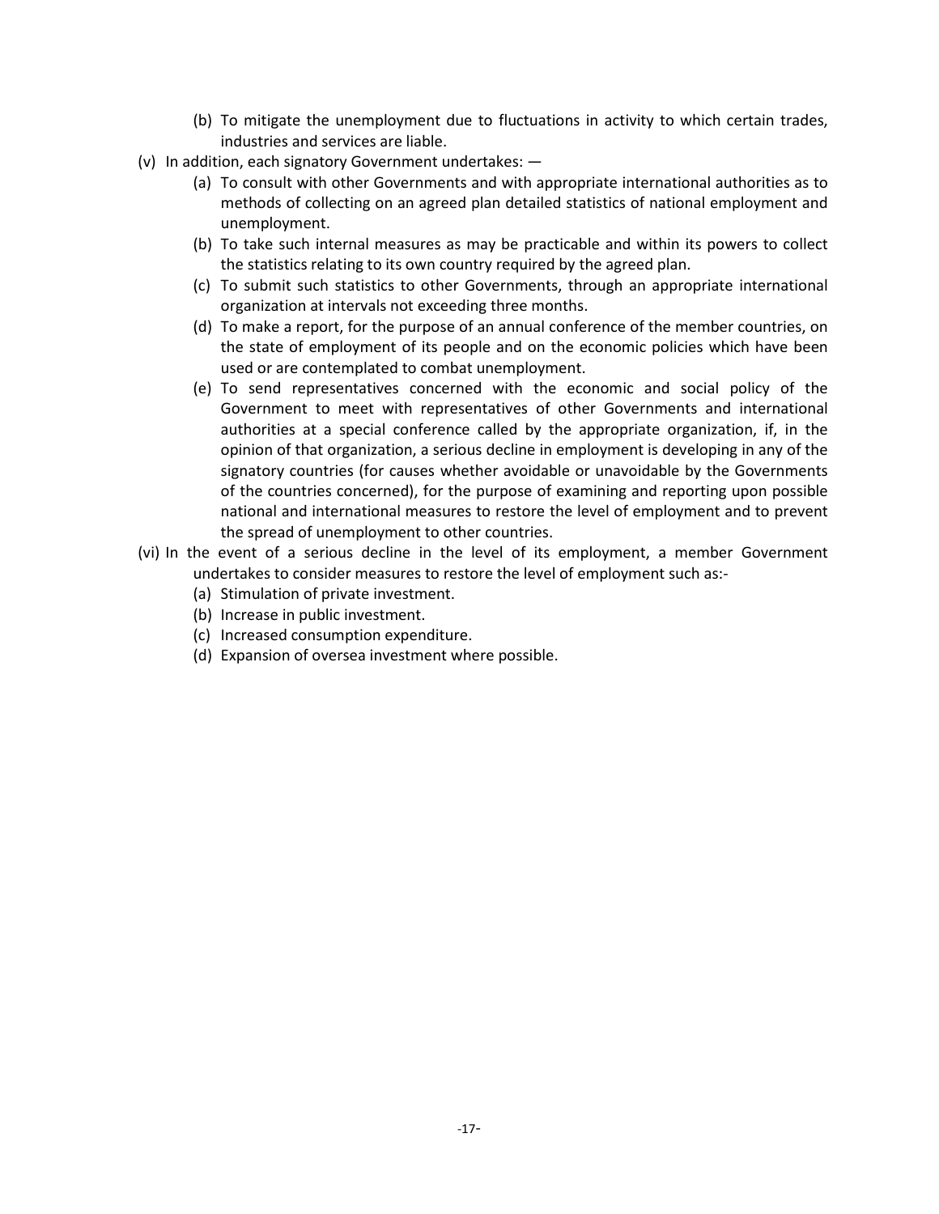(b) To mitigate the unemployment due to fluctuations in activity to which certain trades, industries and services are liable.

(v) In addition, each signatory Government undertakes: —

(a) To consult with other Governments and with appropriate international authorities as to methods of collecting on an agreed plan detailed statistics of national employment and unemployment.

(b) To take such internal measures as may be practicable and within its powers to collect the statistics relating to its own country required by the agreed plan.

(c) To submit such statistics to other Governments, through an appropriate international organization at intervals not exceeding three months.

(d) To make a report, for the purpose of an annual conference of the member countries, on the state of employment of its people and on the economic policies which have been used or are contemplated to combat unemployment.

(e) To send representatives concerned with the economic and social policy of the Government to meet with representatives of other Governments and international authorities at a special conference called by the appropriate organization, if, in the opinion of that organization, a serious decline in employment is developing in any of the signatory countries (for causes whether avoidable or unavoidable by the Governments of the countries concerned), for the purpose of examining and reporting upon possible national and international measures to restore the level of employment and to prevent the spread of unemployment to other countries.

(vi) In the event of a serious decline in the level of its employment, a member Government undertakes to consider measures to restore the level of employment such as:-

(a) Stimulation of private investment.

(b) Increase in public investment.

(c) Increased consumption expenditure.

(d) Expansion of oversea investment where possible.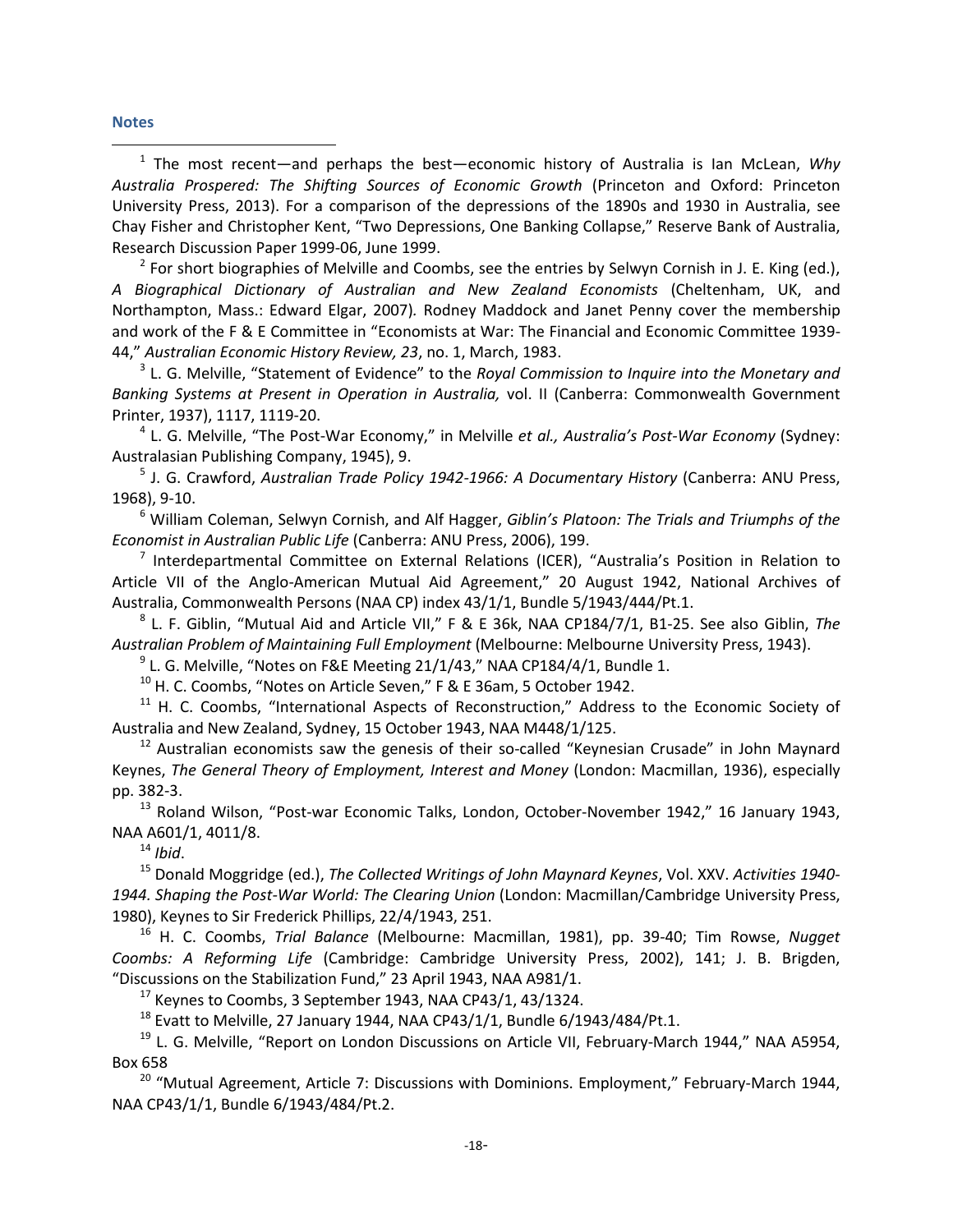## Notes

[1] The most recent—and perhaps the best—economic history of Australia is Ian McLean, *Why Australia Prospered: The Shifting Sources of Economic Growth* (Princeton and Oxford: Princeton University Press, 2013). For a comparison of the depressions of the 1890s and 1930 in Australia, see Chay Fisher and Christopher Kent, "Two Depressions, One Banking Collapse," Reserve Bank of Australia, Research Discussion Paper 1999-06, June 1999.

[2] For short biographies of Melville and Coombs, see the entries by Selwyn Cornish in J. E. King (ed.), *A Biographical Dictionary of Australian and New Zealand Economists* (Cheltenham, UK, and Northampton, Mass.: Edward Elgar, 2007). Rodney Maddock and Janet Penny cover the membership and work of the F & E Committee in "Economists at War: The Financial and Economic Committee 1939-44," *Australian Economic History Review, 23*, no. 1, March, 1983.

[3] L. G. Melville, "Statement of Evidence" to the *Royal Commission to Inquire into the Monetary and Banking Systems at Present in Operation in Australia,* vol. II (Canberra: Commonwealth Government Printer, 1937), 1117, 1119-20.

[4] L. G. Melville, "The Post-War Economy," in Melville *et al., Australia's Post-War Economy* (Sydney: Australasian Publishing Company, 1945), 9.

[5] J. G. Crawford, *Australian Trade Policy 1942-1966: A Documentary History* (Canberra: ANU Press, 1968), 9-10.

[6] William Coleman, Selwyn Cornish, and Alf Hagger, *Giblin's Platoon: The Trials and Triumphs of the Economist in Australian Public Life* (Canberra: ANU Press, 2006), 199.

[7] Interdepartmental Committee on External Relations (ICER), "Australia's Position in Relation to Article VII of the Anglo-American Mutual Aid Agreement," 20 August 1942, National Archives of Australia, Commonwealth Persons (NAA CP) index 43/1/1, Bundle 5/1943/444/Pt.1.

[8] L. F. Giblin, "Mutual Aid and Article VII," F & E 36k, NAA CP184/7/1, B1-25. See also Giblin, *The Australian Problem of Maintaining Full Employment* (Melbourne: Melbourne University Press, 1943).

[9] L. G. Melville, "Notes on F&E Meeting 21/1/43," NAA CP184/4/1, Bundle 1.

[10] H. C. Coombs, "Notes on Article Seven," F & E 36am, 5 October 1942.

[11] H. C. Coombs, "International Aspects of Reconstruction," Address to the Economic Society of Australia and New Zealand, Sydney, 15 October 1943, NAA M448/1/125.

[12] Australian economists saw the genesis of their so-called "Keynesian Crusade" in John Maynard Keynes, *The General Theory of Employment, Interest and Money* (London: Macmillan, 1936), especially pp. 382-3.

[13] Roland Wilson, "Post-war Economic Talks, London, October-November 1942," 16 January 1943, NAA A601/1, 4011/8.

[14] *Ibid*.

[15] Donald Moggridge (ed.), *The Collected Writings of John Maynard Keynes*, Vol. XXV. *Activities 1940-1944. Shaping the Post-War World: The Clearing Union* (London: Macmillan/Cambridge University Press, 1980), Keynes to Sir Frederick Phillips, 22/4/1943, 251.

[16] H. C. Coombs, *Trial Balance* (Melbourne: Macmillan, 1981), pp. 39-40; Tim Rowse, *Nugget Coombs: A Reforming Life* (Cambridge: Cambridge University Press, 2002), 141; J. B. Brigden, "Discussions on the Stabilization Fund," 23 April 1943, NAA A981/1.

[17] Keynes to Coombs, 3 September 1943, NAA CP43/1, 43/1324.

[18] Evatt to Melville, 27 January 1944, NAA CP43/1/1, Bundle 6/1943/484/Pt.1.

[19] L. G. Melville, "Report on London Discussions on Article VII, February-March 1944," NAA A5954, Box 658

[20] "Mutual Agreement, Article 7: Discussions with Dominions. Employment," February-March 1944, NAA CP43/1/1, Bundle 6/1943/484/Pt.2.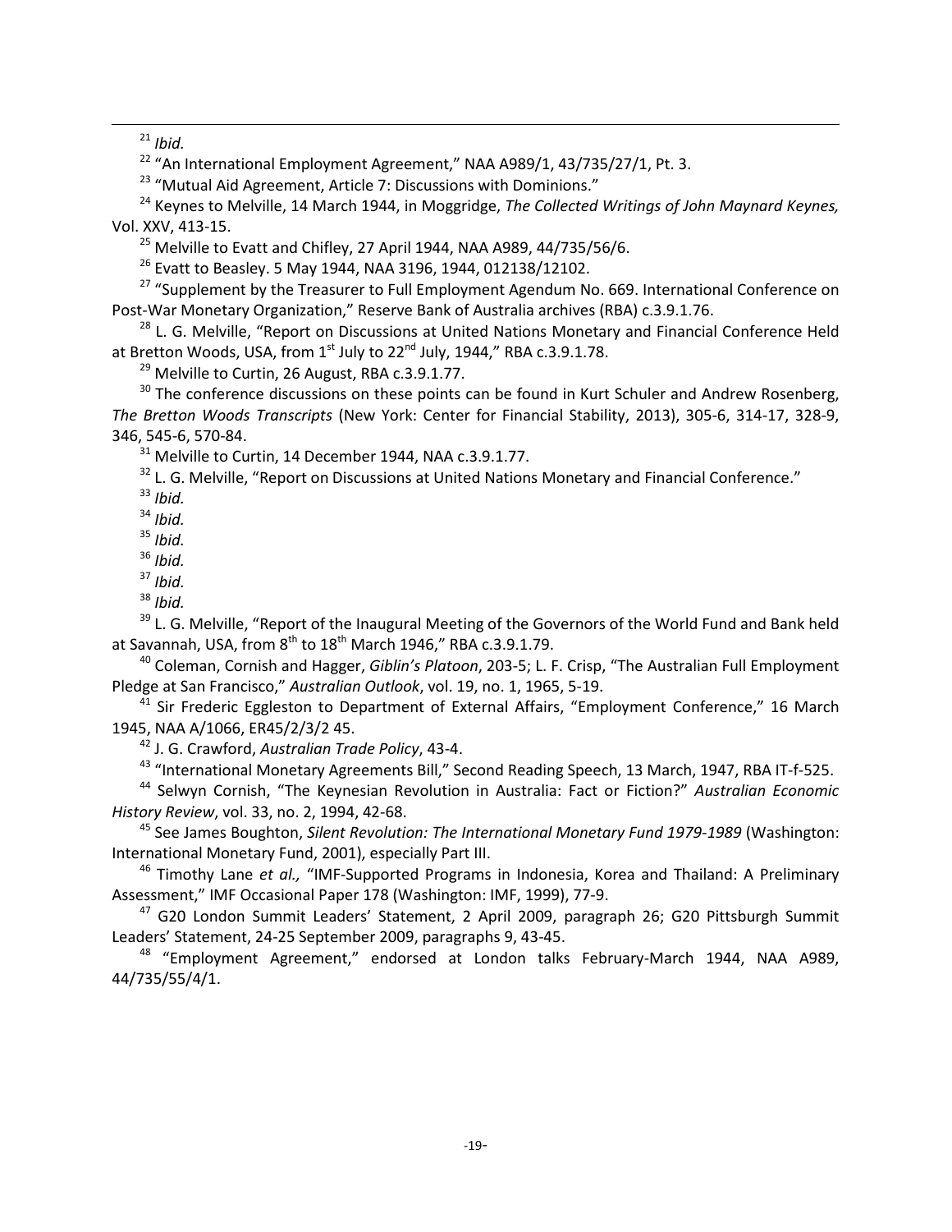[21] *Ibid.*

[22] "An International Employment Agreement," NAA A989/1, 43/735/27/1, Pt. 3.

[23] "Mutual Aid Agreement, Article 7: Discussions with Dominions."

[24] Keynes to Melville, 14 March 1944, in Moggridge, *The Collected Writings of John Maynard Keynes,* Vol. XXV, 413-15.

[25] Melville to Evatt and Chifley, 27 April 1944, NAA A989, 44/735/56/6.

[26] Evatt to Beasley. 5 May 1944, NAA 3196, 1944, 012138/12102.

[27] "Supplement by the Treasurer to Full Employment Agendum No. 669. International Conference on Post-War Monetary Organization," Reserve Bank of Australia archives (RBA) c.3.9.1.76.

[28] L. G. Melville, "Report on Discussions at United Nations Monetary and Financial Conference Held at Bretton Woods, USA, from 1st July to 22nd July, 1944," RBA c.3.9.1.78.

[29] Melville to Curtin, 26 August, RBA c.3.9.1.77.

[30] The conference discussions on these points can be found in Kurt Schuler and Andrew Rosenberg, *The Bretton Woods Transcripts* (New York: Center for Financial Stability, 2013), 305-6, 314-17, 328-9, 346, 545-6, 570-84.

[31] Melville to Curtin, 14 December 1944, NAA c.3.9.1.77.

[32] L. G. Melville, "Report on Discussions at United Nations Monetary and Financial Conference."

[33] *Ibid.*

[34] *Ibid.*

[35] *Ibid.*

[36] *Ibid.*

[37] *Ibid.*

[38] *Ibid.*

[39] L. G. Melville, "Report of the Inaugural Meeting of the Governors of the World Fund and Bank held at Savannah, USA, from 8th to 18th March 1946," RBA c.3.9.1.79.

[40] Coleman, Cornish and Hagger, *Giblin's Platoon*, 203-5; L. F. Crisp, "The Australian Full Employment Pledge at San Francisco," *Australian Outlook*, vol. 19, no. 1, 1965, 5-19.

[41] Sir Frederic Eggleston to Department of External Affairs, "Employment Conference," 16 March 1945, NAA A/1066, ER45/2/3/2 45.

[42] J. G. Crawford, *Australian Trade Policy*, 43-4.

[43] "International Monetary Agreements Bill," Second Reading Speech, 13 March, 1947, RBA IT-f-525.

[44] Selwyn Cornish, "The Keynesian Revolution in Australia: Fact or Fiction?" *Australian Economic History Review*, vol. 33, no. 2, 1994, 42-68.

[45] See James Boughton, *Silent Revolution: The International Monetary Fund 1979-1989* (Washington: International Monetary Fund, 2001), especially Part III.

[46] Timothy Lane *et al.,* "IMF-Supported Programs in Indonesia, Korea and Thailand: A Preliminary Assessment," IMF Occasional Paper 178 (Washington: IMF, 1999), 77-9.

[47] G20 London Summit Leaders' Statement, 2 April 2009, paragraph 26; G20 Pittsburgh Summit Leaders' Statement, 24-25 September 2009, paragraphs 9, 43-45.

[48] "Employment Agreement," endorsed at London talks February-March 1944, NAA A989, 44/735/55/4/1.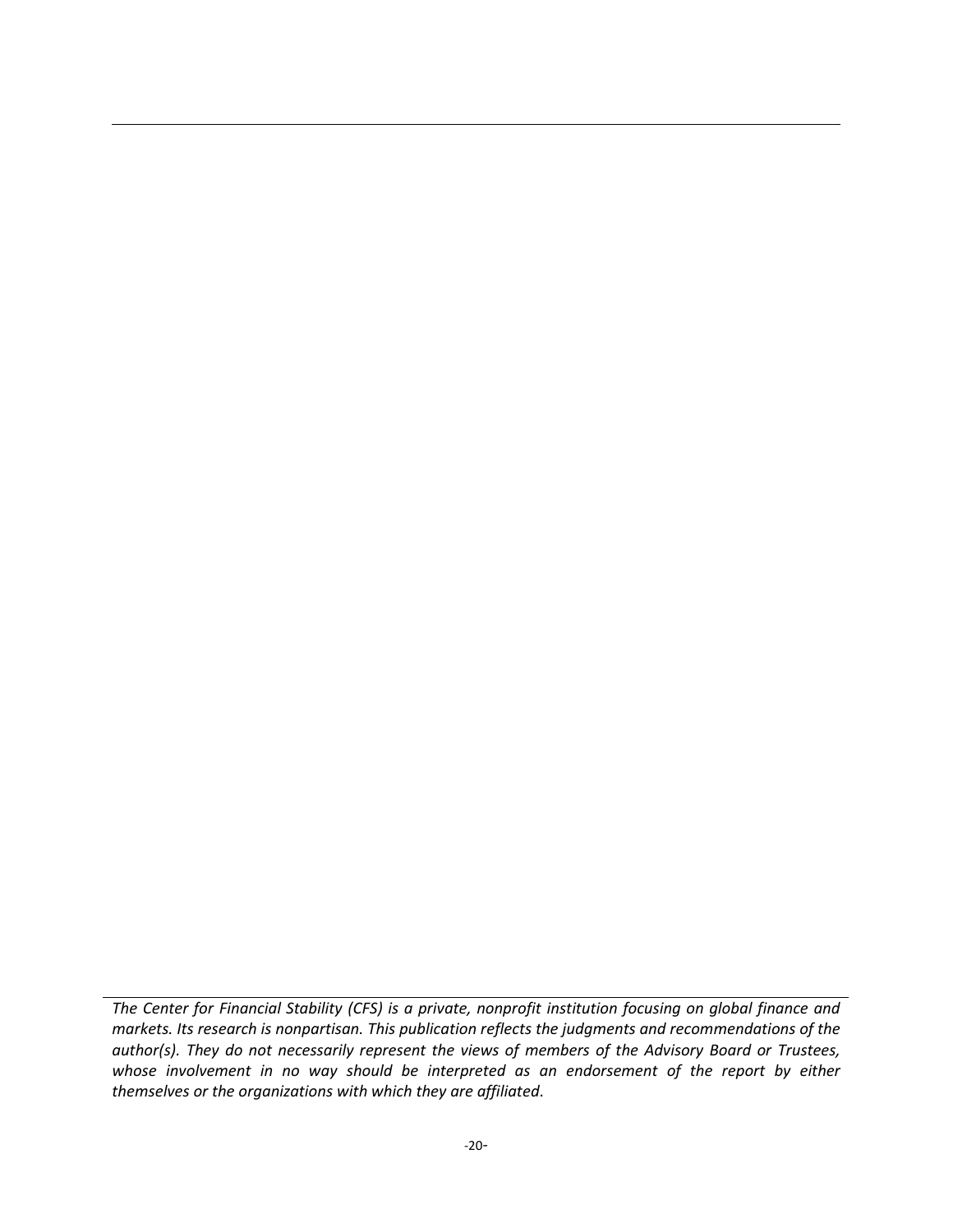*The Center for Financial Stability (CFS) is a private, nonprofit institution focusing on global finance and markets. Its research is nonpartisan. This publication reflects the judgments and recommendations of the author(s). They do not necessarily represent the views of members of the Advisory Board or Trustees, whose involvement in no way should be interpreted as an endorsement of the report by either themselves or the organizations with which they are affiliated.*